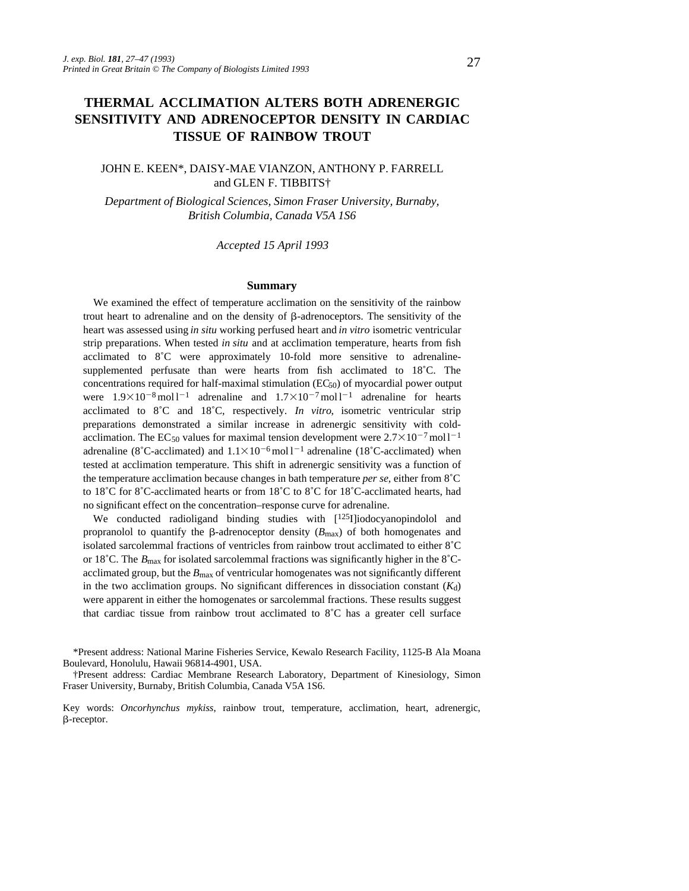# THERMAL ACCLIMATION ALTERS BOTH ADRENERGIC SENSITIVITY AND ADRENOCEPTOR DENSITY IN CARDIAC TISSUE OF RAINBOW TROUT

JOHN E. KEEN*, DAISY-MAE VIANZON, ANTHONY P. FARRELL and GLEN F. TIBBITS†

*Department of Biological Sciences, Simon Fraser University, Burnaby, British Columbia, Canada V5A 1S6*

*Accepted 15 April 1993*

## Summary

We examined the effect of temperature acclimation on the sensitivity of the rainbow trout heart to adrenaline and on the density of β-adrenoceptors. The sensitivity of the heart was assessed using *in situ* working perfused heart and *in vitro* isometric ventricular strip preparations. When tested *in situ* and at acclimation temperature, hearts from fish acclimated to 8˚C were approximately 10-fold more sensitive to adrenaline-supplemented perfusate than were hearts from fish acclimated to 18˚C. The concentrations required for half-maximal stimulation ($EC_{50}$) of myocardial power output were $1.9\times10^{-8}\,mol\,l^{-1}$ adrenaline and $1.7\times10^{-7}\,mol\,l^{-1}$ adrenaline for hearts acclimated to 8˚C and 18˚C, respectively. *In vitro*, isometric ventricular strip preparations demonstrated a similar increase in adrenergic sensitivity with cold-acclimation. The $EC_{50}$ values for maximal tension development were $2.7\times10^{-7}\,mol\,l^{-1}$ adrenaline (8˚C-acclimated) and $1.1\times10^{-6}\,mol\,l^{-1}$ adrenaline (18˚C-acclimated) when tested at acclimation temperature. This shift in adrenergic sensitivity was a function of the temperature acclimation because changes in bath temperature *per se*, either from 8˚C to 18˚C for 8˚C-acclimated hearts or from 18˚C to 8˚C for 18˚C-acclimated hearts, had no significant effect on the concentration–response curve for adrenaline.

We conducted radioligand binding studies with [$^{125}$I]iodocyanopindolol and propranolol to quantify the β-adrenoceptor density ($B_{max}$) of both homogenates and isolated sarcolemmal fractions of ventricles from rainbow trout acclimated to either 8˚C or 18˚C. The $B_{max}$ for isolated sarcolemmal fractions was significantly higher in the 8˚C-acclimated group, but the $B_{max}$ of ventricular homogenates was not significantly different in the two acclimation groups. No significant differences in dissociation constant ($K_d$) were apparent in either the homogenates or sarcolemmal fractions. These results suggest that cardiac tissue from rainbow trout acclimated to 8˚C has a greater cell surface

*Present address: National Marine Fisheries Service, Kewalo Research Facility, 1125-B Ala Moana Boulevard, Honolulu, Hawaii 96814-4901, USA.

†Present address: Cardiac Membrane Research Laboratory, Department of Kinesiology, Simon Fraser University, Burnaby, British Columbia, Canada V5A 1S6.

Key words: *Oncorhynchus mykiss*, rainbow trout, temperature, acclimation, heart, adrenergic, β-receptor.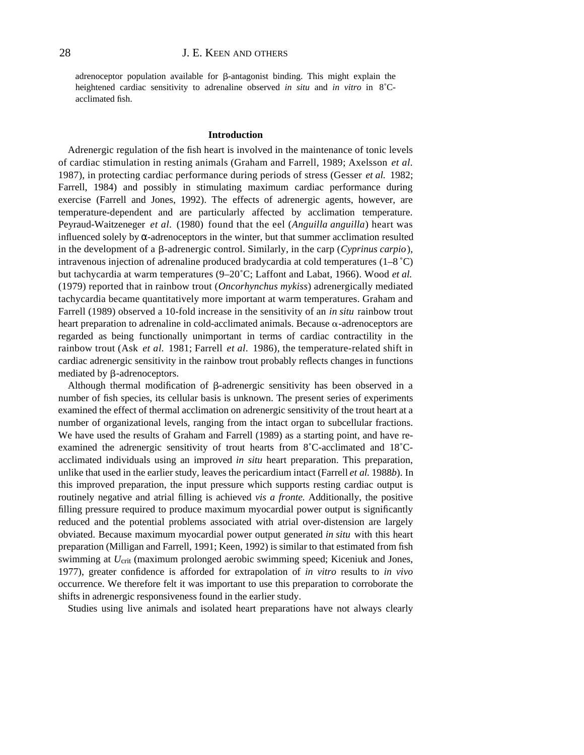adrenoceptor population available for β-antagonist binding. This might explain the heightened cardiac sensitivity to adrenaline observed *in situ* and *in vitro* in 8˚C-acclimated fish.

## Introduction

Adrenergic regulation of the fish heart is involved in the maintenance of tonic levels of cardiac stimulation in resting animals (Graham and Farrell, 1989; Axelsson *et al.* 1987), in protecting cardiac performance during periods of stress (Gesser *et al.* 1982; Farrell, 1984) and possibly in stimulating maximum cardiac performance during exercise (Farrell and Jones, 1992). The effects of adrenergic agents, however, are temperature-dependent and are particularly affected by acclimation temperature. Peyraud-Waitzeneger *et al.* (1980) found that the eel (*Anguilla anguilla*) heart was influenced solely by α-adrenoceptors in the winter, but that summer acclimation resulted in the development of a β-adrenergic control. Similarly, in the carp (*Cyprinus carpio*), intravenous injection of adrenaline produced bradycardia at cold temperatures (1–8 ˚C) but tachycardia at warm temperatures (9–20˚C; Laffont and Labat, 1966). Wood *et al.* (1979) reported that in rainbow trout (*Oncorhynchus mykiss*) adrenergically mediated tachycardia became quantitatively more important at warm temperatures. Graham and Farrell (1989) observed a 10-fold increase in the sensitivity of an *in situ* rainbow trout heart preparation to adrenaline in cold-acclimated animals. Because α-adrenoceptors are regarded as being functionally unimportant in terms of cardiac contractility in the rainbow trout (Ask *et al.* 1981; Farrell *et al.* 1986), the temperature-related shift in cardiac adrenergic sensitivity in the rainbow trout probably reflects changes in functions mediated by β-adrenoceptors.

Although thermal modification of β-adrenergic sensitivity has been observed in a number of fish species, its cellular basis is unknown. The present series of experiments examined the effect of thermal acclimation on adrenergic sensitivity of the trout heart at a number of organizational levels, ranging from the intact organ to subcellular fractions. We have used the results of Graham and Farrell (1989) as a starting point, and have re-examined the adrenergic sensitivity of trout hearts from 8˚C-acclimated and 18˚C-acclimated individuals using an improved *in situ* heart preparation. This preparation, unlike that used in the earlier study, leaves the pericardium intact (Farrell *et al.* 1988*b*). In this improved preparation, the input pressure which supports resting cardiac output is routinely negative and atrial filling is achieved *vis a fronte.* Additionally, the positive filling pressure required to produce maximum myocardial power output is significantly reduced and the potential problems associated with atrial over-distension are largely obviated. Because maximum myocardial power output generated *in situ* with this heart preparation (Milligan and Farrell, 1991; Keen, 1992) is similar to that estimated from fish swimming at $U_{crit}$ (maximum prolonged aerobic swimming speed; Kiceniuk and Jones, 1977), greater confidence is afforded for extrapolation of *in vitro* results to *in vivo* occurrence. We therefore felt it was important to use this preparation to corroborate the shifts in adrenergic responsiveness found in the earlier study.

Studies using live animals and isolated heart preparations have not always clearly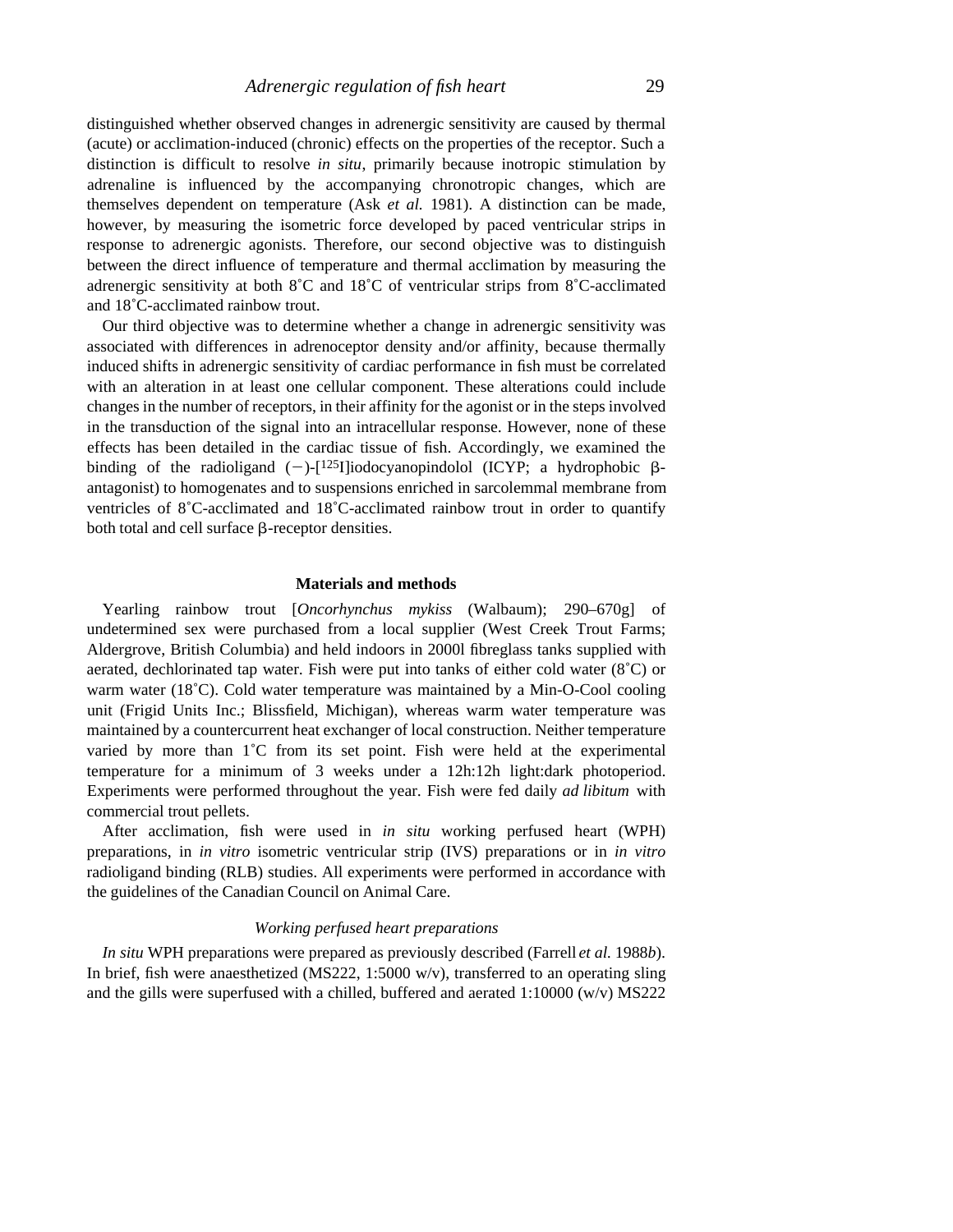distinguished whether observed changes in adrenergic sensitivity are caused by thermal (acute) or acclimation-induced (chronic) effects on the properties of the receptor. Such a distinction is difficult to resolve *in situ*, primarily because inotropic stimulation by adrenaline is influenced by the accompanying chronotropic changes, which are themselves dependent on temperature (Ask *et al.* 1981). A distinction can be made, however, by measuring the isometric force developed by paced ventricular strips in response to adrenergic agonists. Therefore, our second objective was to distinguish between the direct influence of temperature and thermal acclimation by measuring the adrenergic sensitivity at both 8˚C and 18˚C of ventricular strips from 8˚C-acclimated and 18˚C-acclimated rainbow trout.

Our third objective was to determine whether a change in adrenergic sensitivity was associated with differences in adrenoceptor density and/or affinity, because thermally induced shifts in adrenergic sensitivity of cardiac performance in fish must be correlated with an alteration in at least one cellular component. These alterations could include changes in the number of receptors, in their affinity for the agonist or in the steps involved in the transduction of the signal into an intracellular response. However, none of these effects has been detailed in the cardiac tissue of fish. Accordingly, we examined the binding of the radioligand (−)-[$^{125}$I]iodocyanopindolol (ICYP; a hydrophobic β-antagonist) to homogenates and to suspensions enriched in sarcolemmal membrane from ventricles of 8˚C-acclimated and 18˚C-acclimated rainbow trout in order to quantify both total and cell surface β-receptor densities.

## Materials and methods

Yearling rainbow trout [*Oncorhynchus mykiss* (Walbaum); 290–670g] of undetermined sex were purchased from a local supplier (West Creek Trout Farms; Aldergrove, British Columbia) and held indoors in 2000l fibreglass tanks supplied with aerated, dechlorinated tap water. Fish were put into tanks of either cold water (8˚C) or warm water (18˚C). Cold water temperature was maintained by a Min-O-Cool cooling unit (Frigid Units Inc.; Blissfield, Michigan), whereas warm water temperature was maintained by a countercurrent heat exchanger of local construction. Neither temperature varied by more than 1˚C from its set point. Fish were held at the experimental temperature for a minimum of 3 weeks under a 12h:12h light:dark photoperiod. Experiments were performed throughout the year. Fish were fed daily *ad libitum* with commercial trout pellets.

After acclimation, fish were used in *in situ* working perfused heart (WPH) preparations, in *in vitro* isometric ventricular strip (IVS) preparations or in *in vitro* radioligand binding (RLB) studies. All experiments were performed in accordance with the guidelines of the Canadian Council on Animal Care.

### *Working perfused heart preparations*

*In situ* WPH preparations were prepared as previously described (Farrell *et al.* 1988*b*). In brief, fish were anaesthetized (MS222, 1:5000 w/v), transferred to an operating sling and the gills were superfused with a chilled, buffered and aerated 1:10000 (w/v) MS222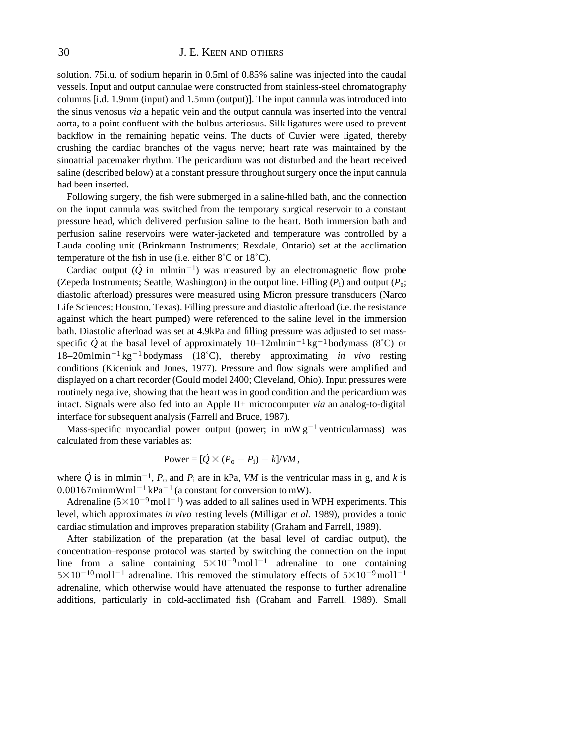solution. 75i.u. of sodium heparin in 0.5ml of 0.85% saline was injected into the caudal vessels. Input and output cannulae were constructed from stainless-steel chromatography columns [i.d. 1.9mm (input) and 1.5mm (output)]. The input cannula was introduced into the sinus venosus *via* a hepatic vein and the output cannula was inserted into the ventral aorta, to a point confluent with the bulbus arteriosus. Silk ligatures were used to prevent backflow in the remaining hepatic veins. The ducts of Cuvier were ligated, thereby crushing the cardiac branches of the vagus nerve; heart rate was maintained by the sinoatrial pacemaker rhythm. The pericardium was not disturbed and the heart received saline (described below) at a constant pressure throughout surgery once the input cannula had been inserted.

Following surgery, the fish were submerged in a saline-filled bath, and the connection on the input cannula was switched from the temporary surgical reservoir to a constant pressure head, which delivered perfusion saline to the heart. Both immersion bath and perfusion saline reservoirs were water-jacketed and temperature was controlled by a Lauda cooling unit (Brinkmann Instruments; Rexdale, Ontario) set at the acclimation temperature of the fish in use (i.e. either 8˚C or 18˚C).

Cardiac output ($\dot{Q}$ in $\text{ml}\,\text{min}^{-1}$) was measured by an electromagnetic flow probe (Zepeda Instruments; Seattle, Washington) in the output line. Filling ($P_i$) and output ($P_o$; diastolic afterload) pressures were measured using Micron pressure transducers (Narco Life Sciences; Houston, Texas). Filling pressure and diastolic afterload (i.e. the resistance against which the heart pumped) were referenced to the saline level in the immersion bath. Diastolic afterload was set at 4.9kPa and filling pressure was adjusted to set mass-specific $\dot{Q}$ at the basal level of approximately 10–12$\text{ml}\,\text{min}^{-1}\,\text{kg}^{-1}$ body mass (8˚C) or 18–20$\text{ml}\,\text{min}^{-1}\,\text{kg}^{-1}$ body mass (18˚C), thereby approximating *in vivo* resting conditions (Kiceniuk and Jones, 1977). Pressure and flow signals were amplified and displayed on a chart recorder (Gould model 2400; Cleveland, Ohio). Input pressures were routinely negative, showing that the heart was in good condition and the pericardium was intact. Signals were also fed into an Apple II+ microcomputer *via* an analog-to-digital interface for subsequent analysis (Farrell and Bruce, 1987).

Mass-specific myocardial power output (power; in $\text{mW}\,\text{g}^{-1}$ ventricular mass) was calculated from these variables as:

$$\text{Power} = [\dot{Q} \times (P_o - P_i) - k]/VM\,,$$

where $\dot{Q}$ is in $\text{ml}\,\text{min}^{-1}$, $P_o$ and $P_i$ are in kPa, $VM$ is the ventricular mass in g, and $k$ is $0.00167\,\text{min}\,\text{mW}\,\text{ml}^{-1}\,\text{kPa}^{-1}$ (a constant for conversion to mW).

Adrenaline ($5\times10^{-9}\,\text{mol}\,\text{l}^{-1}$) was added to all salines used in WPH experiments. This level, which approximates *in vivo* resting levels (Milligan *et al.* 1989), provides a tonic cardiac stimulation and improves preparation stability (Graham and Farrell, 1989).

After stabilization of the preparation (at the basal level of cardiac output), the concentration–response protocol was started by switching the connection on the input line from a saline containing $5\times10^{-9}\,\text{mol}\,\text{l}^{-1}$ adrenaline to one containing $5\times10^{-10}\,\text{mol}\,\text{l}^{-1}$ adrenaline. This removed the stimulatory effects of $5\times10^{-9}\,\text{mol}\,\text{l}^{-1}$ adrenaline, which otherwise would have attenuated the response to further adrenaline additions, particularly in cold-acclimated fish (Graham and Farrell, 1989). Small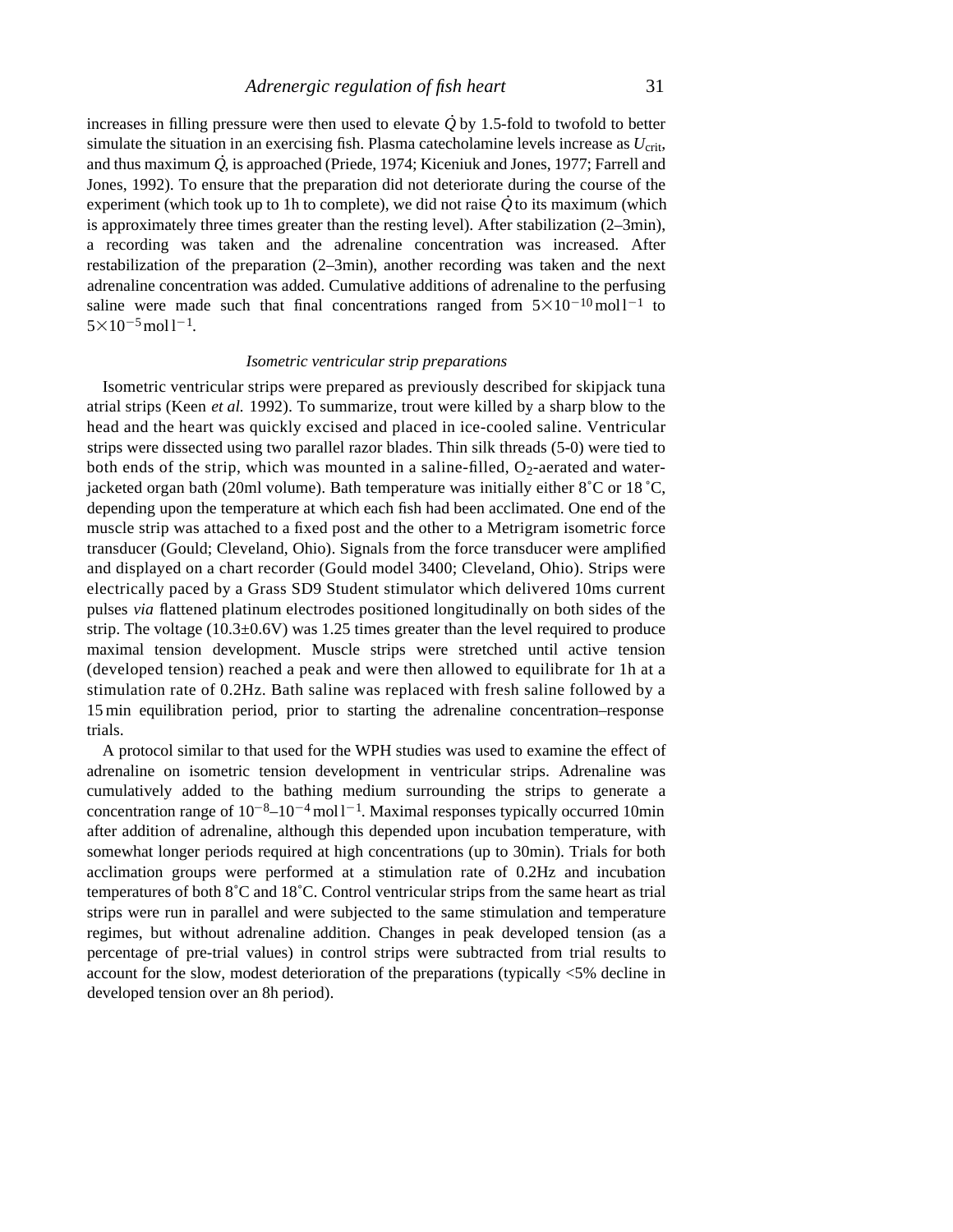increases in filling pressure were then used to elevate $\dot{Q}$ by 1.5-fold to twofold to better simulate the situation in an exercising fish. Plasma catecholamine levels increase as $U_{crit}$, and thus maximum $\dot{Q}$, is approached (Priede, 1974; Kiceniuk and Jones, 1977; Farrell and Jones, 1992). To ensure that the preparation did not deteriorate during the course of the experiment (which took up to 1h to complete), we did not raise $\dot{Q}$ to its maximum (which is approximately three times greater than the resting level). After stabilization (2–3min), a recording was taken and the adrenaline concentration was increased. After restabilization of the preparation (2–3min), another recording was taken and the next adrenaline concentration was added. Cumulative additions of adrenaline to the perfusing saline were made such that final concentrations ranged from $5\times10^{-10}$ mol l$^{-1}$ to $5\times10^{-5}$ mol l$^{-1}$.

### *Isometric ventricular strip preparations*

Isometric ventricular strips were prepared as previously described for skipjack tuna atrial strips (Keen *et al.* 1992). To summarize, trout were killed by a sharp blow to the head and the heart was quickly excised and placed in ice-cooled saline. Ventricular strips were dissected using two parallel razor blades. Thin silk threads (5-0) were tied to both ends of the strip, which was mounted in a saline-filled, $O_2$-aerated and water-jacketed organ bath (20ml volume). Bath temperature was initially either 8˚C or 18 ˚C, depending upon the temperature at which each fish had been acclimated. One end of the muscle strip was attached to a fixed post and the other to a Metrigram isometric force transducer (Gould; Cleveland, Ohio). Signals from the force transducer were amplified and displayed on a chart recorder (Gould model 3400; Cleveland, Ohio). Strips were electrically paced by a Grass SD9 Student stimulator which delivered 10ms current pulses *via* flattened platinum electrodes positioned longitudinally on both sides of the strip. The voltage (10.3±0.6V) was 1.25 times greater than the level required to produce maximal tension development. Muscle strips were stretched until active tension (developed tension) reached a peak and were then allowed to equilibrate for 1h at a stimulation rate of 0.2Hz. Bath saline was replaced with fresh saline followed by a 15 min equilibration period, prior to starting the adrenaline concentration–response trials.

A protocol similar to that used for the WPH studies was used to examine the effect of adrenaline on isometric tension development in ventricular strips. Adrenaline was cumulatively added to the bathing medium surrounding the strips to generate a concentration range of $10^{-8}$–$10^{-4}$ mol l$^{-1}$. Maximal responses typically occurred 10min after addition of adrenaline, although this depended upon incubation temperature, with somewhat longer periods required at high concentrations (up to 30min). Trials for both acclimation groups were performed at a stimulation rate of 0.2Hz and incubation temperatures of both 8˚C and 18˚C. Control ventricular strips from the same heart as trial strips were run in parallel and were subjected to the same stimulation and temperature regimes, but without adrenaline addition. Changes in peak developed tension (as a percentage of pre-trial values) in control strips were subtracted from trial results to account for the slow, modest deterioration of the preparations (typically <5% decline in developed tension over an 8h period).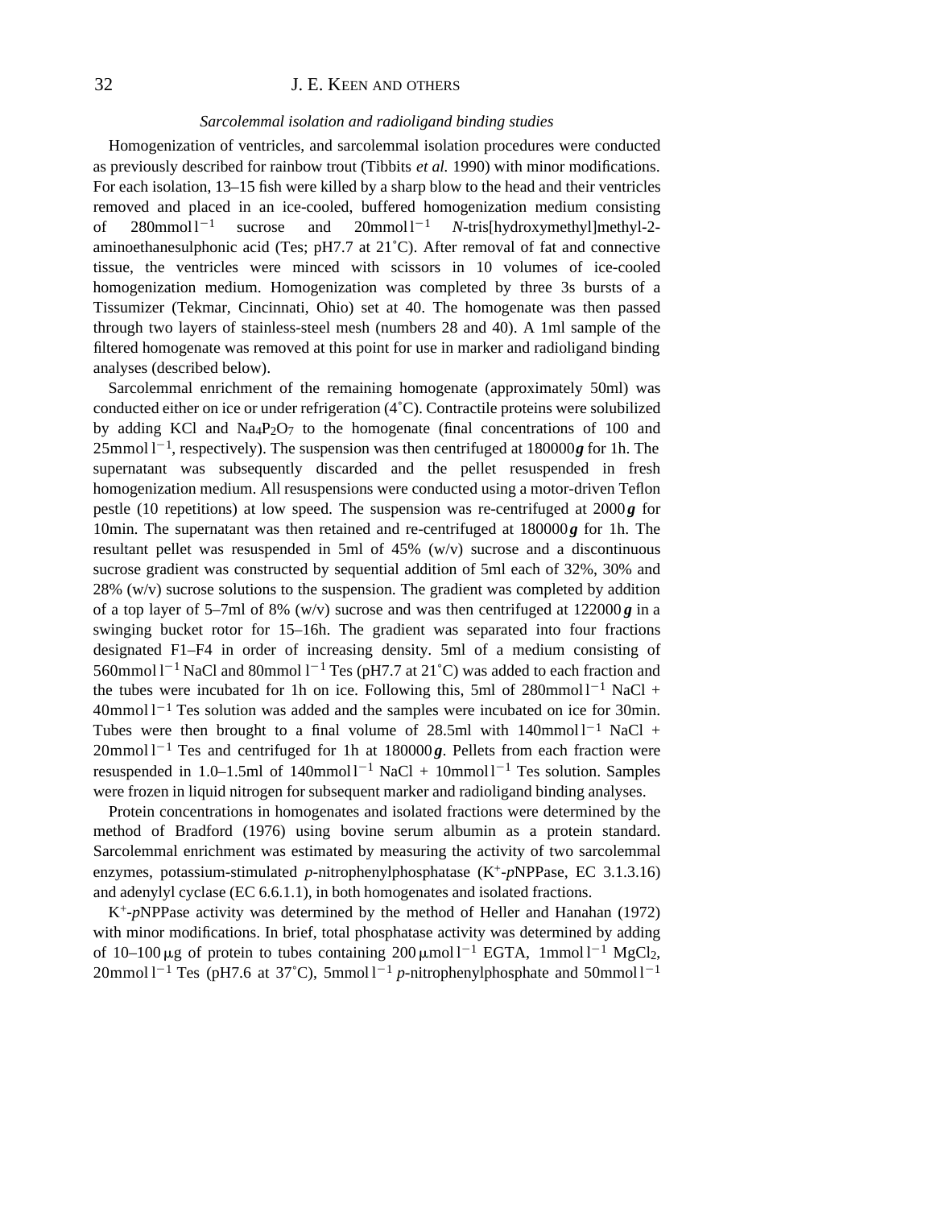### *Sarcolemmal isolation and radioligand binding studies*

Homogenization of ventricles, and sarcolemmal isolation procedures were conducted as previously described for rainbow trout (Tibbits *et al.* 1990) with minor modifications. For each isolation, 13–15 fish were killed by a sharp blow to the head and their ventricles removed and placed in an ice-cooled, buffered homogenization medium consisting of 280 mmol $l^{-1}$ sucrose and 20 mmol $l^{-1}$ *N*-tris[hydroxymethyl]methyl-2-aminoethanesulphonic acid (Tes; pH 7.7 at 21 ˚C). After removal of fat and connective tissue, the ventricles were minced with scissors in 10 volumes of ice-cooled homogenization medium. Homogenization was completed by three 3 s bursts of a Tissumizer (Tekmar, Cincinnati, Ohio) set at 40. The homogenate was then passed through two layers of stainless-steel mesh (numbers 28 and 40). A 1 ml sample of the filtered homogenate was removed at this point for use in marker and radioligand binding analyses (described below).

Sarcolemmal enrichment of the remaining homogenate (approximately 50 ml) was conducted either on ice or under refrigeration (4 ˚C). Contractile proteins were solubilized by adding KCl and $Na_4P_2O_7$ to the homogenate (final concentrations of 100 and 25 mmol $l^{-1}$, respectively). The suspension was then centrifuged at 180 000 ***g*** for 1 h. The supernatant was subsequently discarded and the pellet resuspended in fresh homogenization medium. All resuspensions were conducted using a motor-driven Teflon pestle (10 repetitions) at low speed. The suspension was re-centrifuged at 2000 ***g*** for 10 min. The supernatant was then retained and re-centrifuged at 180 000 ***g*** for 1 h. The resultant pellet was resuspended in 5 ml of 45 % (w/v) sucrose and a discontinuous sucrose gradient was constructed by sequential addition of 5 ml each of 32 %, 30 % and 28 % (w/v) sucrose solutions to the suspension. The gradient was completed by addition of a top layer of 5–7 ml of 8 % (w/v) sucrose and was then centrifuged at 122 000 ***g*** in a swinging bucket rotor for 15–16 h. The gradient was separated into four fractions designated F1–F4 in order of increasing density. 5 ml of a medium consisting of 560 mmol $l^{-1}$ NaCl and 80 mmol $l^{-1}$ Tes (pH 7.7 at 21 ˚C) was added to each fraction and the tubes were incubated for 1 h on ice. Following this, 5 ml of 280 mmol $l^{-1}$ NaCl + 40 mmol $l^{-1}$ Tes solution was added and the samples were incubated on ice for 30 min. Tubes were then brought to a final volume of 28.5 ml with 140 mmol $l^{-1}$ NaCl + 20 mmol $l^{-1}$ Tes and centrifuged for 1 h at 180 000 ***g***. Pellets from each fraction were resuspended in 1.0–1.5 ml of 140 mmol $l^{-1}$ NaCl + 10 mmol $l^{-1}$ Tes solution. Samples were frozen in liquid nitrogen for subsequent marker and radioligand binding analyses.

Protein concentrations in homogenates and isolated fractions were determined by the method of Bradford (1976) using bovine serum albumin as a protein standard. Sarcolemmal enrichment was estimated by measuring the activity of two sarcolemmal enzymes, potassium-stimulated *p*-nitrophenylphosphatase ($K^+$-*p*NPPase, EC 3.1.3.16) and adenylyl cyclase (EC 6.6.1.1), in both homogenates and isolated fractions.

$K^+$-*p*NPPase activity was determined by the method of Heller and Hanahan (1972) with minor modifications. In brief, total phosphatase activity was determined by adding of 10–100 μg of protein to tubes containing 200 μmol $l^{-1}$ EGTA, 1 mmol $l^{-1}$ $MgCl_2$, 20 mmol $l^{-1}$ Tes (pH 7.6 at 37 ˚C), 5 mmol $l^{-1}$ *p*-nitrophenylphosphate and 50 mmol $l^{-1}$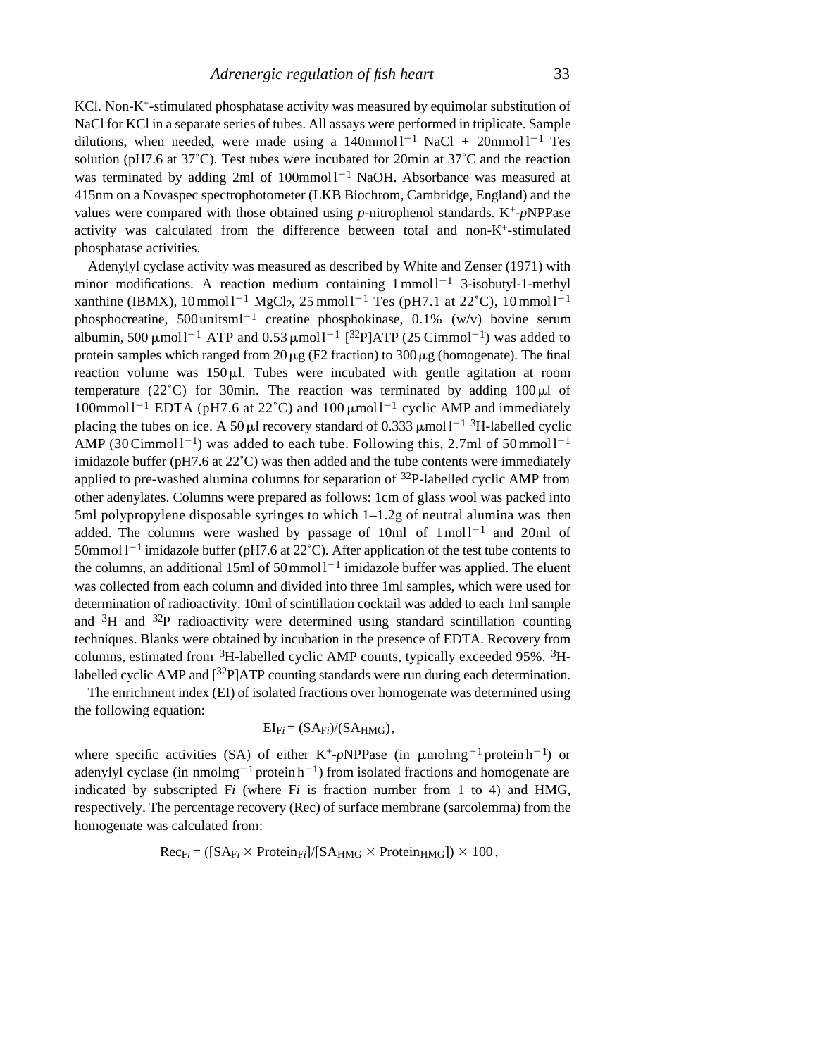KCl. Non-$K^+$-stimulated phosphatase activity was measured by equimolar substitution of NaCl for KCl in a separate series of tubes. All assays were performed in triplicate. Sample dilutions, when needed, were made using a 140mmol $l^{-1}$ NaCl + 20mmol $l^{-1}$ Tes solution (pH7.6 at 37°C). Test tubes were incubated for 20min at 37°C and the reaction was terminated by adding 2ml of 100mmol $l^{-1}$ NaOH. Absorbance was measured at 415nm on a Novaspec spectrophotometer (LKB Biochrom, Cambridge, England) and the values were compared with those obtained using *p*-nitrophenol standards. $K^+$-*p*NPPase activity was calculated from the difference between total and non-$K^+$-stimulated phosphatase activities.

Adenylyl cyclase activity was measured as described by White and Zenser (1971) with minor modifications. A reaction medium containing 1 mmol $l^{-1}$ 3-isobutyl-1-methyl xanthine (IBMX), 10 mmol $l^{-1}$ $MgCl_2$, 25 mmol $l^{-1}$ Tes (pH7.1 at 22°C), 10 mmol $l^{-1}$ phosphocreatine, 500 units $ml^{-1}$ creatine phosphokinase, 0.1% (w/v) bovine serum albumin, 500 μmol $l^{-1}$ ATP and 0.53 μmol $l^{-1}$ [$^{32}$P]ATP (25 Ci $mmol^{-1}$) was added to protein samples which ranged from 20 μg (F2 fraction) to 300 μg (homogenate). The final reaction volume was 150 μl. Tubes were incubated with gentle agitation at room temperature (22°C) for 30min. The reaction was terminated by adding 100 μl of 100mmol $l^{-1}$ EDTA (pH7.6 at 22°C) and 100 μmol $l^{-1}$ cyclic AMP and immediately placing the tubes on ice. A 50 μl recovery standard of 0.333 μmol $l^{-1}$ $^{3}$H-labelled cyclic AMP (30 Ci mmol $l^{-1}$) was added to each tube. Following this, 2.7ml of 50 mmol $l^{-1}$ imidazole buffer (pH7.6 at 22°C) was then added and the tube contents were immediately applied to pre-washed alumina columns for separation of $^{32}$P-labelled cyclic AMP from other adenylates. Columns were prepared as follows: 1cm of glass wool was packed into 5ml polypropylene disposable syringes to which 1–1.2g of neutral alumina was then added. The columns were washed by passage of 10ml of 1 mol $l^{-1}$ and 20ml of 50mmol $l^{-1}$ imidazole buffer (pH7.6 at 22°C). After application of the test tube contents to the columns, an additional 15ml of 50 mmol $l^{-1}$ imidazole buffer was applied. The eluent was collected from each column and divided into three 1ml samples, which were used for determination of radioactivity. 10ml of scintillation cocktail was added to each 1ml sample and $^{3}$H and $^{32}$P radioactivity were determined using standard scintillation counting techniques. Blanks were obtained by incubation in the presence of EDTA. Recovery from columns, estimated from $^{3}$H-labelled cyclic AMP counts, typically exceeded 95%. $^{3}$H-labelled cyclic AMP and [$^{32}$P]ATP counting standards were run during each determination.

The enrichment index (EI) of isolated fractions over homogenate was determined using the following equation:

$$EI_{Fi} = (SA_{Fi})/(SA_{HMG}),$$

where specific activities (SA) of either $K^+$-*p*NPPase (in μmol $mg^{-1}$ protein $h^{-1}$) or adenylyl cyclase (in nmol $mg^{-1}$ protein $h^{-1}$) from isolated fractions and homogenate are indicated by subscripted F*i* (where F*i* is fraction number from 1 to 4) and HMG, respectively. The percentage recovery (Rec) of surface membrane (sarcolemma) from the homogenate was calculated from:

$$Rec_{Fi} = ([SA_{Fi} \times Protein_{Fi}]/[SA_{HMG} \times Protein_{HMG}]) \times 100\,,$$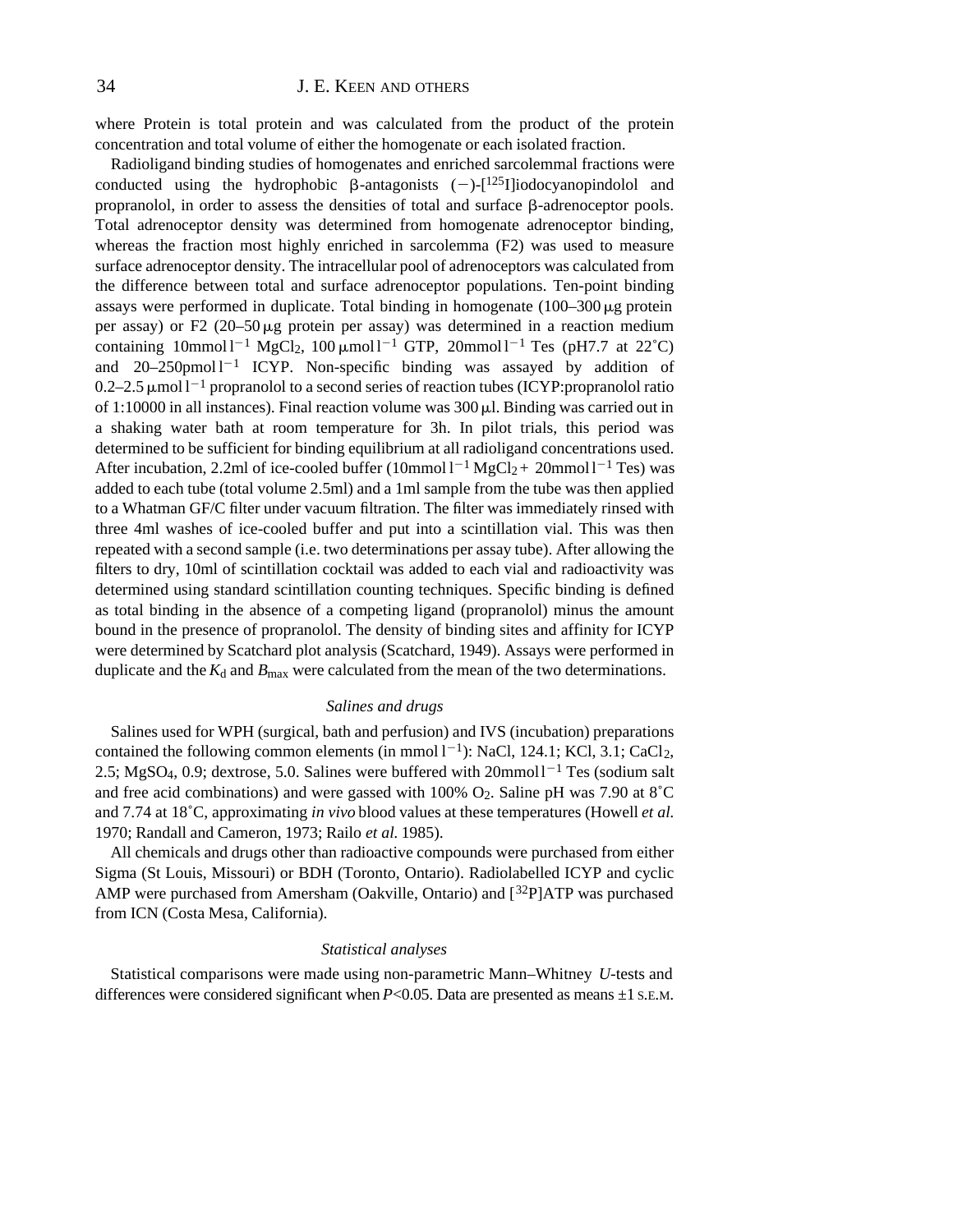where Protein is total protein and was calculated from the product of the protein concentration and total volume of either the homogenate or each isolated fraction.

Radioligand binding studies of homogenates and enriched sarcolemmal fractions were conducted using the hydrophobic β-antagonists (−)-[$^{125}$I]iodocyanopindolol and propranolol, in order to assess the densities of total and surface β-adrenoceptor pools. Total adrenoceptor density was determined from homogenate adrenoceptor binding, whereas the fraction most highly enriched in sarcolemma (F2) was used to measure surface adrenoceptor density. The intracellular pool of adrenoceptors was calculated from the difference between total and surface adrenoceptor populations. Ten-point binding assays were performed in duplicate. Total binding in homogenate (100–300 μg protein per assay) or F2 (20–50 μg protein per assay) was determined in a reaction medium containing 10 mmol l$^{-1}$ $MgCl_2$, 100 μmol l$^{-1}$ GTP, 20 mmol l$^{-1}$ Tes (pH 7.7 at 22 ˚C) and 20–250 pmol l$^{-1}$ ICYP. Non-specific binding was assayed by addition of 0.2–2.5 μmol l$^{-1}$ propranolol to a second series of reaction tubes (ICYP:propranolol ratio of 1:10000 in all instances). Final reaction volume was 300 μl. Binding was carried out in a shaking water bath at room temperature for 3 h. In pilot trials, this period was determined to be sufficient for binding equilibrium at all radioligand concentrations used. After incubation, 2.2 ml of ice-cooled buffer (10 mmol l$^{-1}$ $MgCl_2$ + 20 mmol l$^{-1}$ Tes) was added to each tube (total volume 2.5 ml) and a 1 ml sample from the tube was then applied to a Whatman GF/C filter under vacuum filtration. The filter was immediately rinsed with three 4 ml washes of ice-cooled buffer and put into a scintillation vial. This was then repeated with a second sample (i.e. two determinations per assay tube). After allowing the filters to dry, 10 ml of scintillation cocktail was added to each vial and radioactivity was determined using standard scintillation counting techniques. Specific binding is defined as total binding in the absence of a competing ligand (propranolol) minus the amount bound in the presence of propranolol. The density of binding sites and affinity for ICYP were determined by Scatchard plot analysis (Scatchard, 1949). Assays were performed in duplicate and the $K_d$ and $B_{max}$ were calculated from the mean of the two determinations.

### *Salines and drugs*

Salines used for WPH (surgical, bath and perfusion) and IVS (incubation) preparations contained the following common elements (in mmol l$^{-1}$): NaCl, 124.1; KCl, 3.1; $CaCl_2$, 2.5; $MgSO_4$, 0.9; dextrose, 5.0. Salines were buffered with 20 mmol l$^{-1}$ Tes (sodium salt and free acid combinations) and were gassed with 100% $O_2$. Saline pH was 7.90 at 8 ˚C and 7.74 at 18 ˚C, approximating *in vivo* blood values at these temperatures (Howell *et al.* 1970; Randall and Cameron, 1973; Railo *et al.* 1985).

All chemicals and drugs other than radioactive compounds were purchased from either Sigma (St Louis, Missouri) or BDH (Toronto, Ontario). Radiolabelled ICYP and cyclic AMP were purchased from Amersham (Oakville, Ontario) and [$^{32}$P]ATP was purchased from ICN (Costa Mesa, California).

### *Statistical analyses*

Statistical comparisons were made using non-parametric Mann–Whitney *U*-tests and differences were considered significant when $P<0.05$. Data are presented as means ±1 S.E.M.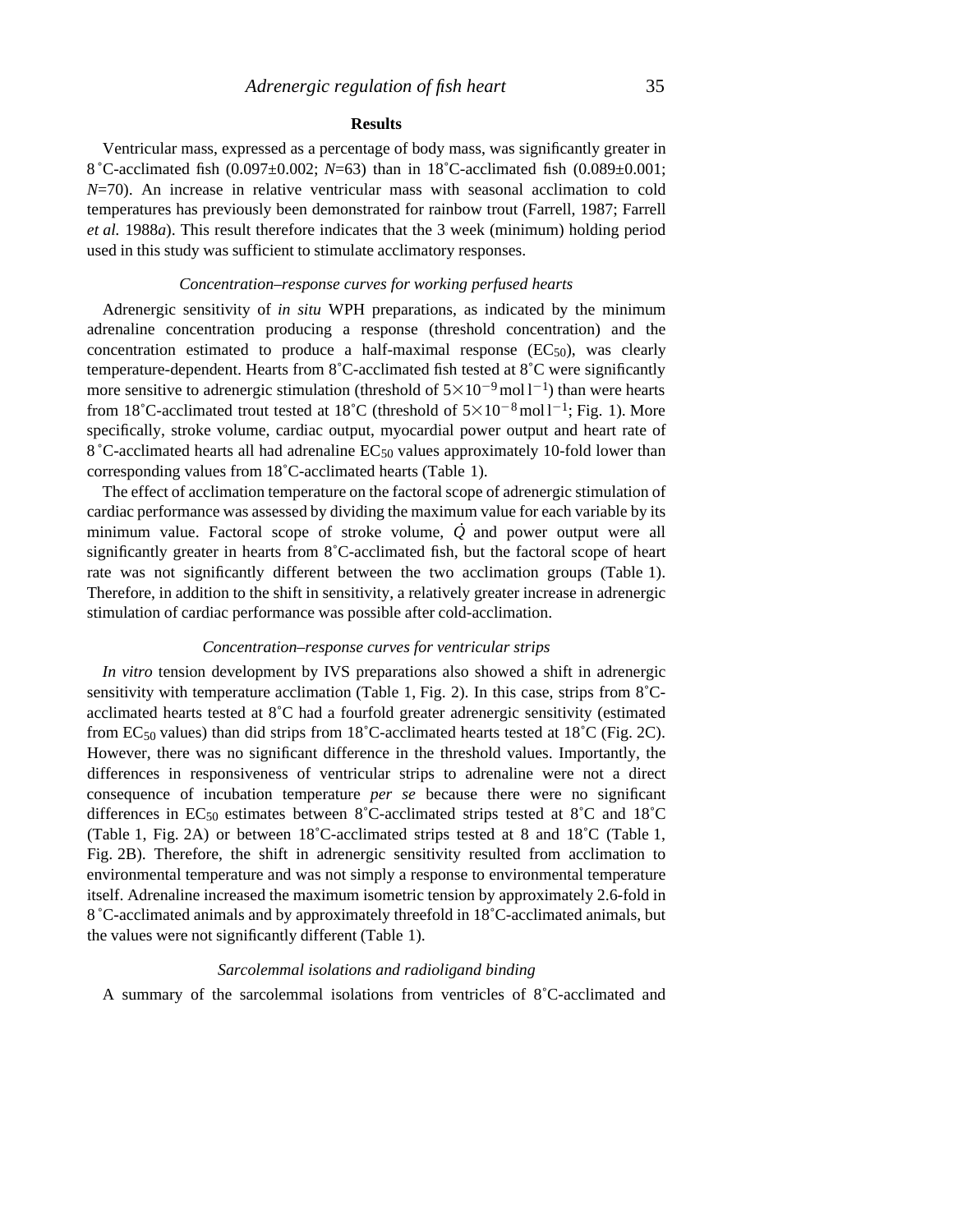## Results

Ventricular mass, expressed as a percentage of body mass, was significantly greater in 8 ˚C-acclimated fish (0.097±0.002; *N*=63) than in 18˚C-acclimated fish (0.089±0.001; *N*=70). An increase in relative ventricular mass with seasonal acclimation to cold temperatures has previously been demonstrated for rainbow trout (Farrell, 1987; Farrell *et al.* 1988*a*). This result therefore indicates that the 3 week (minimum) holding period used in this study was sufficient to stimulate acclimatory responses.

### *Concentration–response curves for working perfused hearts*

Adrenergic sensitivity of *in situ* WPH preparations, as indicated by the minimum adrenaline concentration producing a response (threshold concentration) and the concentration estimated to produce a half-maximal response ($EC_{50}$), was clearly temperature-dependent. Hearts from 8˚C-acclimated fish tested at 8˚C were significantly more sensitive to adrenergic stimulation (threshold of $5\times10^{-9}$ mol l$^{-1}$) than were hearts from 18˚C-acclimated trout tested at 18˚C (threshold of $5\times10^{-8}$ mol l$^{-1}$; Fig. 1). More specifically, stroke volume, cardiac output, myocardial power output and heart rate of 8 ˚C-acclimated hearts all had adrenaline $EC_{50}$ values approximately 10-fold lower than corresponding values from 18˚C-acclimated hearts (Table 1).

The effect of acclimation temperature on the factoral scope of adrenergic stimulation of cardiac performance was assessed by dividing the maximum value for each variable by its minimum value. Factoral scope of stroke volume, $\dot{Q}$ and power output were all significantly greater in hearts from 8˚C-acclimated fish, but the factoral scope of heart rate was not significantly different between the two acclimation groups (Table 1). Therefore, in addition to the shift in sensitivity, a relatively greater increase in adrenergic stimulation of cardiac performance was possible after cold-acclimation.

### *Concentration–response curves for ventricular strips*

*In vitro* tension development by IVS preparations also showed a shift in adrenergic sensitivity with temperature acclimation (Table 1, Fig. 2). In this case, strips from 8˚C-acclimated hearts tested at 8˚C had a fourfold greater adrenergic sensitivity (estimated from $EC_{50}$ values) than did strips from 18˚C-acclimated hearts tested at 18˚C (Fig. 2C). However, there was no significant difference in the threshold values. Importantly, the differences in responsiveness of ventricular strips to adrenaline were not a direct consequence of incubation temperature *per se* because there were no significant differences in $EC_{50}$ estimates between 8˚C-acclimated strips tested at 8˚C and 18˚C (Table 1, Fig. 2A) or between 18˚C-acclimated strips tested at 8 and 18˚C (Table 1, Fig. 2B). Therefore, the shift in adrenergic sensitivity resulted from acclimation to environmental temperature and was not simply a response to environmental temperature itself. Adrenaline increased the maximum isometric tension by approximately 2.6-fold in 8 ˚C-acclimated animals and by approximately threefold in 18˚C-acclimated animals, but the values were not significantly different (Table 1).

### *Sarcolemmal isolations and radioligand binding*

A summary of the sarcolemmal isolations from ventricles of 8˚C-acclimated and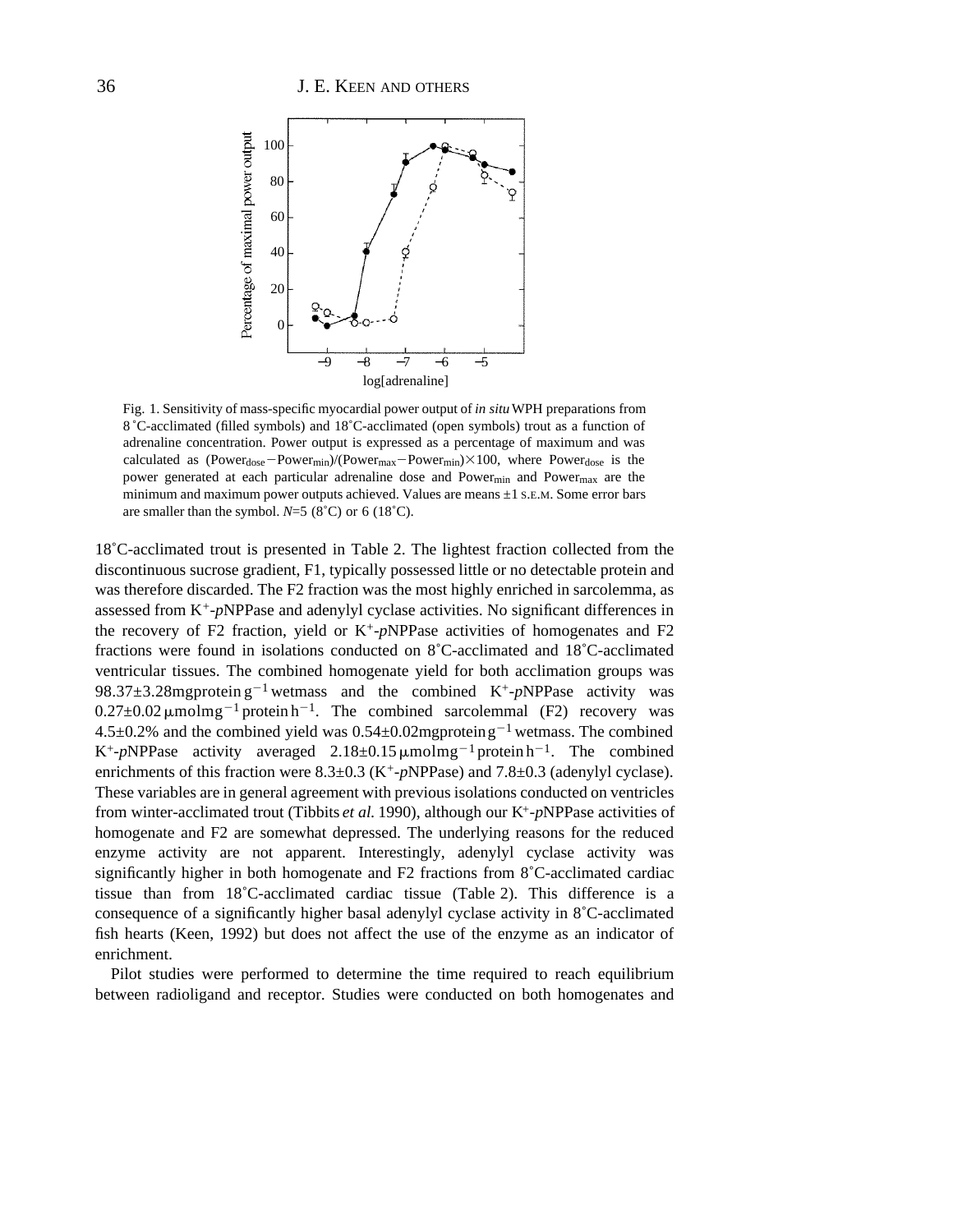Fig. 1. Sensitivity of mass-specific myocardial power output of *in situ* WPH preparations from 8 °C-acclimated (filled symbols) and 18 °C-acclimated (open symbols) trout as a function of adrenaline concentration. Power output is expressed as a percentage of maximum and was calculated as $(\text{Power}_{dose} - \text{Power}_{min})/(\text{Power}_{max} - \text{Power}_{min}) \times 100$, where $\text{Power}_{dose}$ is the power generated at each particular adrenaline dose and $\text{Power}_{min}$ and $\text{Power}_{max}$ are the minimum and maximum power outputs achieved. Values are means ±1 S.E.M. Some error bars are smaller than the symbol. *N*=5 (8 °C) or 6 (18 °C).

18 °C-acclimated trout is presented in Table 2. The lightest fraction collected from the discontinuous sucrose gradient, F1, typically possessed little or no detectable protein and was therefore discarded. The F2 fraction was the most highly enriched in sarcolemma, as assessed from $K^+$-*p*NPPase and adenylyl cyclase activities. No significant differences in the recovery of F2 fraction, yield or $K^+$-*p*NPPase activities of homogenates and F2 fractions were found in isolations conducted on 8 °C-acclimated and 18 °C-acclimated ventricular tissues. The combined homogenate yield for both acclimation groups was 98.37±3.28 mg protein $g^{-1}$ wet mass and the combined $K^+$-*p*NPPase activity was 0.27±0.02 μmol $mg^{-1}$ protein $h^{-1}$. The combined sarcolemmal (F2) recovery was 4.5±0.2% and the combined yield was 0.54±0.02 mg protein $g^{-1}$ wet mass. The combined $K^+$-*p*NPPase activity averaged 2.18±0.15 μmol $mg^{-1}$ protein $h^{-1}$. The combined enrichments of this fraction were 8.3±0.3 ($K^+$-*p*NPPase) and 7.8±0.3 (adenylyl cyclase). These variables are in general agreement with previous isolations conducted on ventricles from winter-acclimated trout (Tibbits *et al.* 1990), although our $K^+$-*p*NPPase activities of homogenate and F2 are somewhat depressed. The underlying reasons for the reduced enzyme activity are not apparent. Interestingly, adenylyl cyclase activity was significantly higher in both homogenate and F2 fractions from 8 °C-acclimated cardiac tissue than from 18 °C-acclimated cardiac tissue (Table 2). This difference is a consequence of a significantly higher basal adenylyl cyclase activity in 8 °C-acclimated fish hearts (Keen, 1992) but does not affect the use of the enzyme as an indicator of enrichment.

Pilot studies were performed to determine the time required to reach equilibrium between radioligand and receptor. Studies were conducted on both homogenates and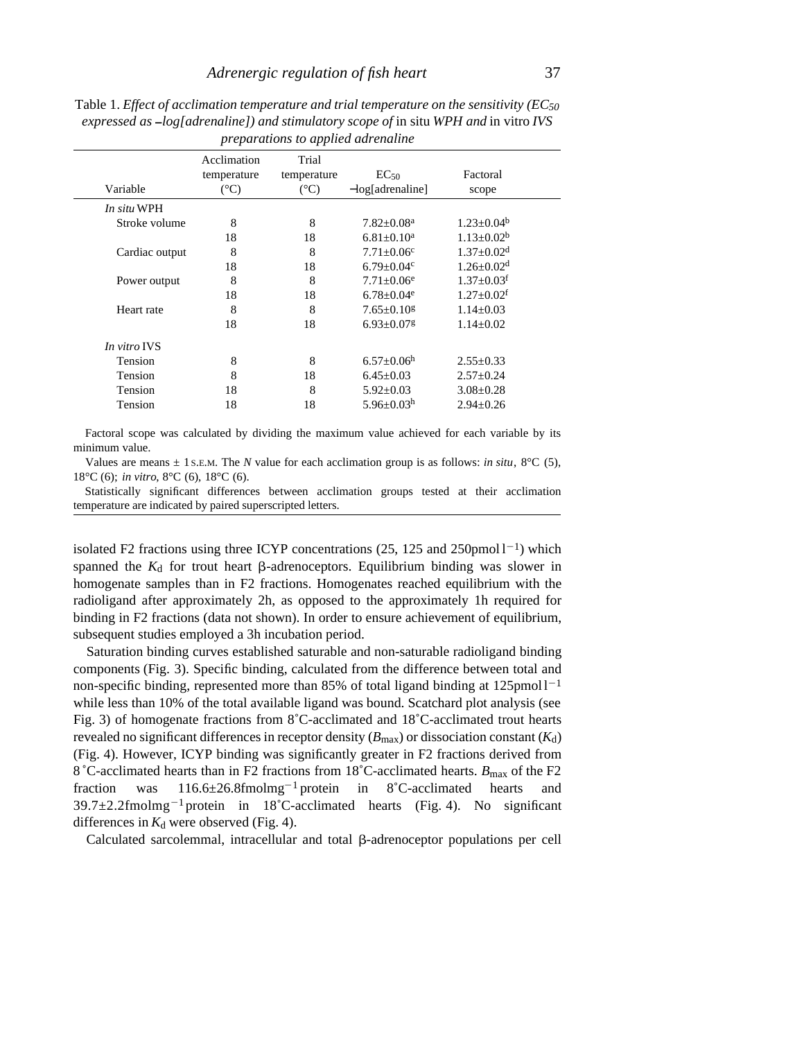Table 1. *Effect of acclimation temperature and trial temperature on the sensitivity ($EC_{50}$ expressed as −log[adrenaline]) and stimulatory scope of* in situ *WPH and* in vitro *IVS preparations to applied adrenaline*

| Variable | Acclimation temperature (°C) | Trial temperature (°C) | $EC_{50}$ −log[adrenaline] | Factoral scope |
|---|---|---|---|---|
| *In situ* WPH | | | | |
| Stroke volume | 8 | 8 | 7.82±0.08[a] | 1.23±0.04[b] |
| | 18 | 18 | 6.81±0.10[a] | 1.13±0.02[b] |
| Cardiac output | 8 | 8 | 7.71±0.06[c] | 1.37±0.02[d] |
| | 18 | 18 | 6.79±0.04[c] | 1.26±0.02[d] |
| Power output | 8 | 8 | 7.71±0.06[e] | 1.37±0.03[f] |
| | 18 | 18 | 6.78±0.04[e] | 1.27±0.02[f] |
| Heart rate | 8 | 8 | 7.65±0.10[g] | 1.14±0.03 |
| | 18 | 18 | 6.93±0.07[g] | 1.14±0.02 |
| *In vitro* IVS | | | | |
| Tension | 8 | 8 | 6.57±0.06[h] | 2.55±0.33 |
| Tension | 8 | 18 | 6.45±0.03 | 2.57±0.24 |
| Tension | 18 | 8 | 5.92±0.03 | 3.08±0.28 |
| Tension | 18 | 18 | 5.96±0.03[h] | 2.94±0.26 |

Factoral scope was calculated by dividing the maximum value achieved for each variable by its minimum value.

Values are means ± 1 S.E.M. The *N* value for each acclimation group is as follows: *in situ*, 8°C (5), 18°C (6); *in vitro*, 8°C (6), 18°C (6).

Statistically significant differences between acclimation groups tested at their acclimation temperature are indicated by paired superscripted letters.

isolated F2 fractions using three ICYP concentrations (25, 125 and 250 pmol $l^{-1}$) which spanned the $K_d$ for trout heart β-adrenoceptors. Equilibrium binding was slower in homogenate samples than in F2 fractions. Homogenates reached equilibrium with the radioligand after approximately 2 h, as opposed to the approximately 1 h required for binding in F2 fractions (data not shown). In order to ensure achievement of equilibrium, subsequent studies employed a 3 h incubation period.

Saturation binding curves established saturable and non-saturable radioligand binding components (Fig. 3). Specific binding, calculated from the difference between total and non-specific binding, represented more than 85% of total ligand binding at 125 pmol $l^{-1}$ while less than 10% of the total available ligand was bound. Scatchard plot analysis (see Fig. 3) of homogenate fractions from 8˚C-acclimated and 18˚C-acclimated trout hearts revealed no significant differences in receptor density ($B_{max}$) or dissociation constant ($K_d$) (Fig. 4). However, ICYP binding was significantly greater in F2 fractions derived from 8˚C-acclimated hearts than in F2 fractions from 18˚C-acclimated hearts. $B_{max}$ of the F2 fraction was 116.6±26.8 fmol $mg^{-1}$ protein in 8˚C-acclimated hearts and 39.7±2.2 fmol $mg^{-1}$ protein in 18˚C-acclimated hearts (Fig. 4). No significant differences in $K_d$ were observed (Fig. 4).

Calculated sarcolemmal, intracellular and total β-adrenoceptor populations per cell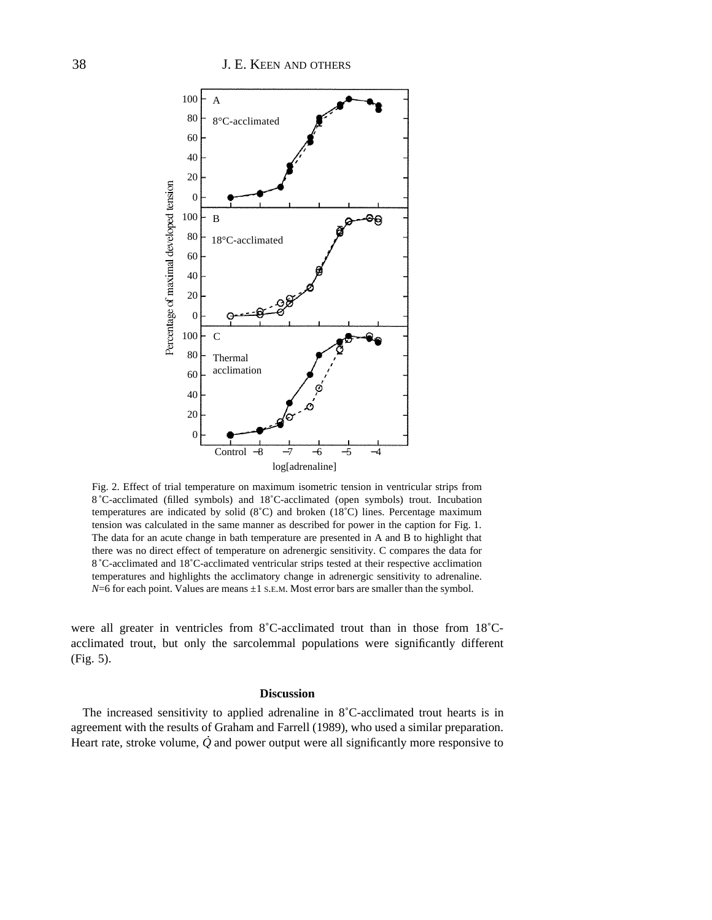Fig. 2. Effect of trial temperature on maximum isometric tension in ventricular strips from 8 ˚C-acclimated (filled symbols) and 18˚C-acclimated (open symbols) trout. Incubation temperatures are indicated by solid (8˚C) and broken (18˚C) lines. Percentage maximum tension was calculated in the same manner as described for power in the caption for Fig. 1. The data for an acute change in bath temperature are presented in A and B to highlight that there was no direct effect of temperature on adrenergic sensitivity. C compares the data for 8 ˚C-acclimated and 18˚C-acclimated ventricular strips tested at their respective acclimation temperatures and highlights the acclimatory change in adrenergic sensitivity to adrenaline. $N$=6 for each point. Values are means ±1 S.E.M. Most error bars are smaller than the symbol.

were all greater in ventricles from 8˚C-acclimated trout than in those from 18˚C-acclimated trout, but only the sarcolemmal populations were significantly different (Fig. 5).

## Discussion

The increased sensitivity to applied adrenaline in 8˚C-acclimated trout hearts is in agreement with the results of Graham and Farrell (1989), who used a similar preparation. Heart rate, stroke volume, $\dot{Q}$ and power output were all significantly more responsive to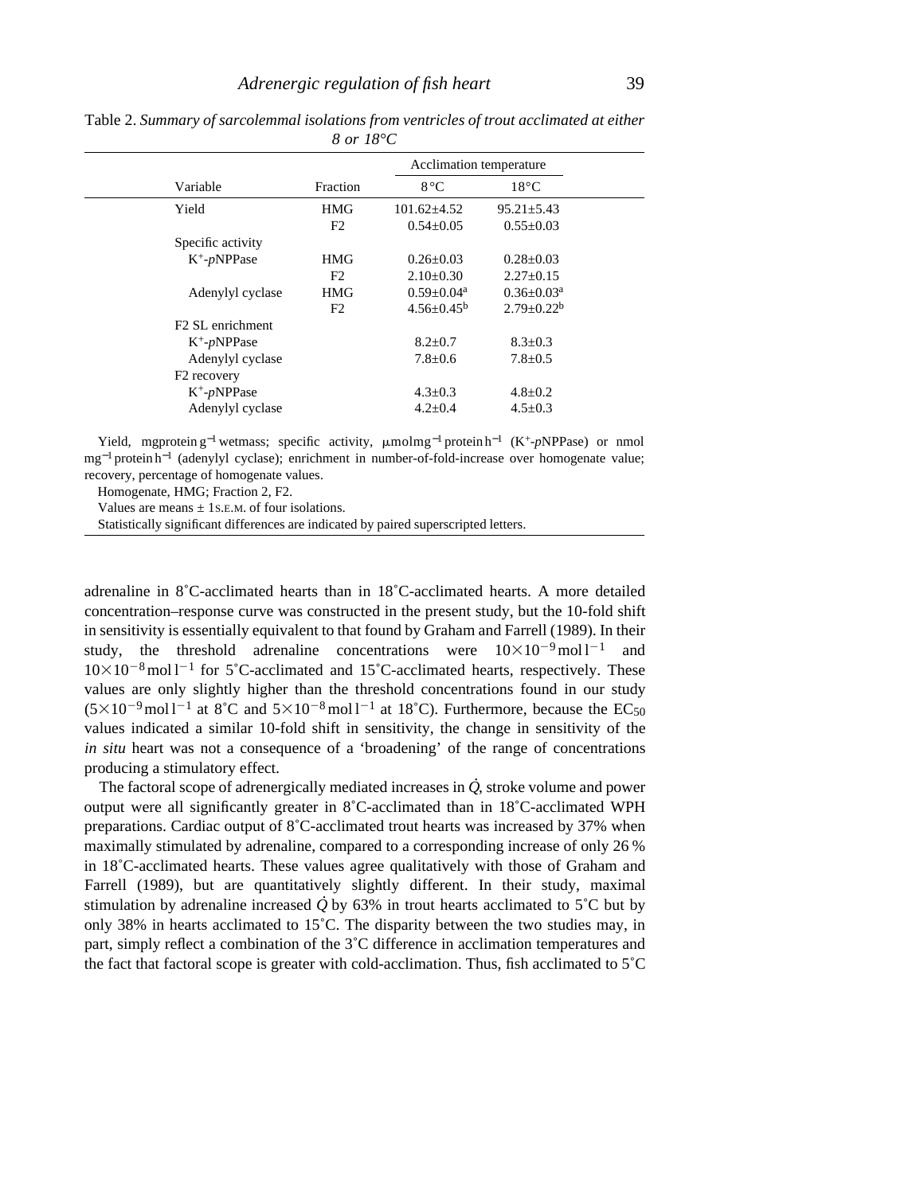Table 2. *Summary of sarcolemmal isolations from ventricles of trout acclimated at either 8 or 18°C*

| Variable | Fraction | Acclimation temperature 8°C | 18°C |
|---|---|---|---|
| Yield | HMG | 101.62±4.52 | 95.21±5.43 |
| | F2 | 0.54±0.05 | 0.55±0.03 |
| Specific activity | | | |
| $K^+$-*p*NPPase | HMG | 0.26±0.03 | 0.28±0.03 |
| | F2 | 2.10±0.30 | 2.27±0.15 |
| Adenylyl cyclase | HMG | 0.59±0.04[a] | 0.36±0.03[a] |
| | F2 | 4.56±0.45[b] | 2.79±0.22[b] |
| F2 SL enrichment | | | |
| $K^+$-*p*NPPase | | 8.2±0.7 | 8.3±0.3 |
| Adenylyl cyclase | | 7.8±0.6 | 7.8±0.5 |
| F2 recovery | | | |
| $K^+$-*p*NPPase | | 4.3±0.3 | 4.8±0.2 |
| Adenylyl cyclase | | 4.2±0.4 | 4.5±0.3 |

Yield, mg protein $g^{-1}$ wet mass; specific activity, μmol $mg^{-1}$ protein $h^{-1}$ ($K^+$-*p*NPPase) or nmol $mg^{-1}$ protein $h^{-1}$ (adenylyl cyclase); enrichment in number-of-fold-increase over homogenate value; recovery, percentage of homogenate values.

Homogenate, HMG; Fraction 2, F2.

Values are means ± 1 S.E.M. of four isolations.

Statistically significant differences are indicated by paired superscripted letters.

adrenaline in 8°C-acclimated hearts than in 18°C-acclimated hearts. A more detailed concentration–response curve was constructed in the present study, but the 10-fold shift in sensitivity is essentially equivalent to that found by Graham and Farrell (1989). In their study, the threshold adrenaline concentrations were $10\times10^{-9}$ mol $l^{-1}$ and $10\times10^{-8}$ mol $l^{-1}$ for 5°C-acclimated and 15°C-acclimated hearts, respectively. These values are only slightly higher than the threshold concentrations found in our study ($5\times10^{-9}$ mol $l^{-1}$ at 8°C and $5\times10^{-8}$ mol $l^{-1}$ at 18°C). Furthermore, because the $EC_{50}$ values indicated a similar 10-fold shift in sensitivity, the change in sensitivity of the *in situ* heart was not a consequence of a 'broadening' of the range of concentrations producing a stimulatory effect.

The factoral scope of adrenergically mediated increases in $\dot{Q}$, stroke volume and power output were all significantly greater in 8°C-acclimated than in 18°C-acclimated WPH preparations. Cardiac output of 8°C-acclimated trout hearts was increased by 37% when maximally stimulated by adrenaline, compared to a corresponding increase of only 26 % in 18°C-acclimated hearts. These values agree qualitatively with those of Graham and Farrell (1989), but are quantitatively slightly different. In their study, maximal stimulation by adrenaline increased $\dot{Q}$ by 63% in trout hearts acclimated to 5°C but by only 38% in hearts acclimated to 15°C. The disparity between the two studies may, in part, simply reflect a combination of the 3°C difference in acclimation temperatures and the fact that factoral scope is greater with cold-acclimation. Thus, fish acclimated to 5°C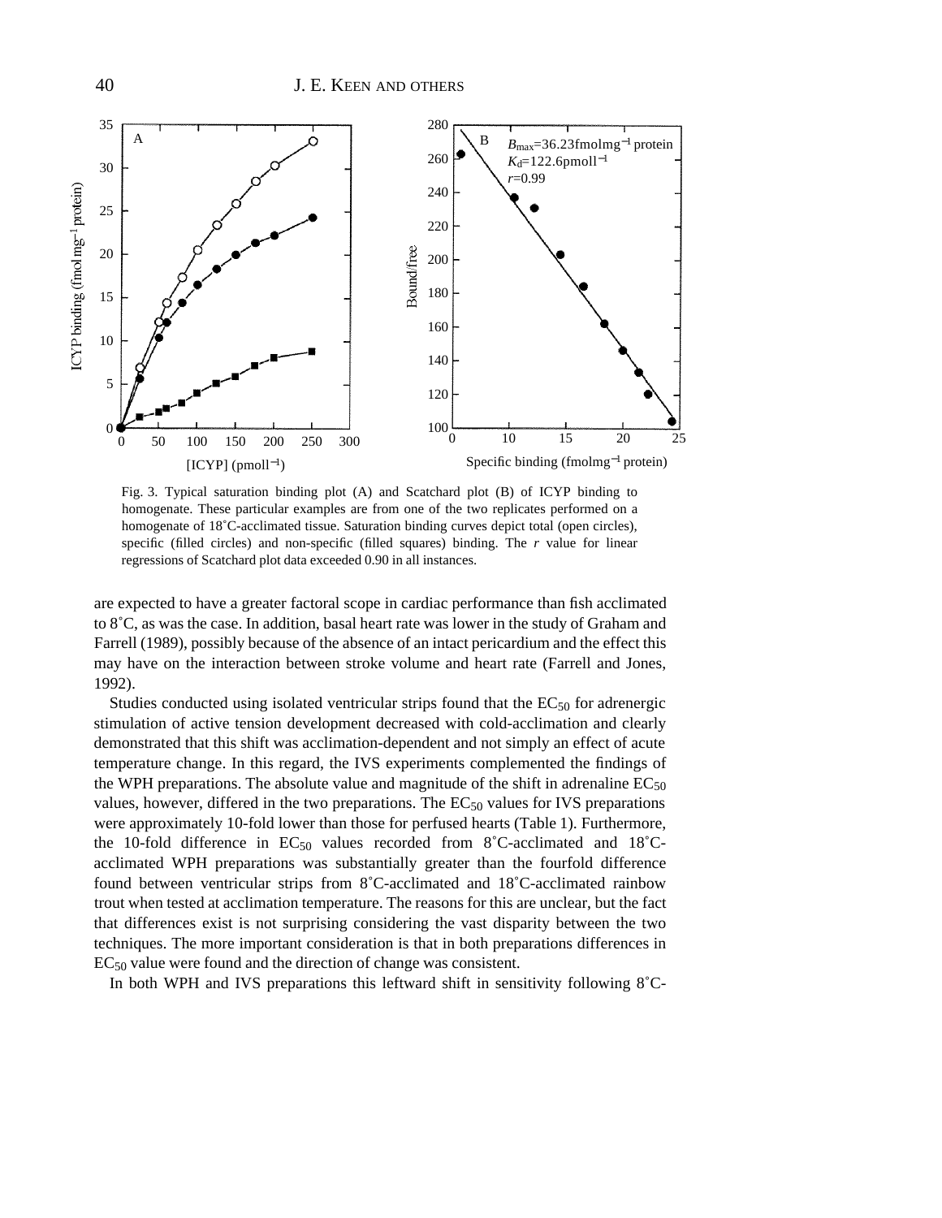Fig. 3. Typical saturation binding plot (A) and Scatchard plot (B) of ICYP binding to homogenate. These particular examples are from one of the two replicates performed on a homogenate of 18˚C-acclimated tissue. Saturation binding curves depict total (open circles), specific (filled circles) and non-specific (filled squares) binding. The $r$ value for linear regressions of Scatchard plot data exceeded 0.90 in all instances.

are expected to have a greater factoral scope in cardiac performance than fish acclimated to 8˚C, as was the case. In addition, basal heart rate was lower in the study of Graham and Farrell (1989), possibly because of the absence of an intact pericardium and the effect this may have on the interaction between stroke volume and heart rate (Farrell and Jones, 1992).

Studies conducted using isolated ventricular strips found that the $EC_{50}$ for adrenergic stimulation of active tension development decreased with cold-acclimation and clearly demonstrated that this shift was acclimation-dependent and not simply an effect of acute temperature change. In this regard, the IVS experiments complemented the findings of the WPH preparations. The absolute value and magnitude of the shift in adrenaline $EC_{50}$ values, however, differed in the two preparations. The $EC_{50}$ values for IVS preparations were approximately 10-fold lower than those for perfused hearts (Table 1). Furthermore, the 10-fold difference in $EC_{50}$ values recorded from 8˚C-acclimated and 18˚C-acclimated WPH preparations was substantially greater than the fourfold difference found between ventricular strips from 8˚C-acclimated and 18˚C-acclimated rainbow trout when tested at acclimation temperature. The reasons for this are unclear, but the fact that differences exist is not surprising considering the vast disparity between the two techniques. The more important consideration is that in both preparations differences in $EC_{50}$ value were found and the direction of change was consistent.

In both WPH and IVS preparations this leftward shift in sensitivity following 8˚C-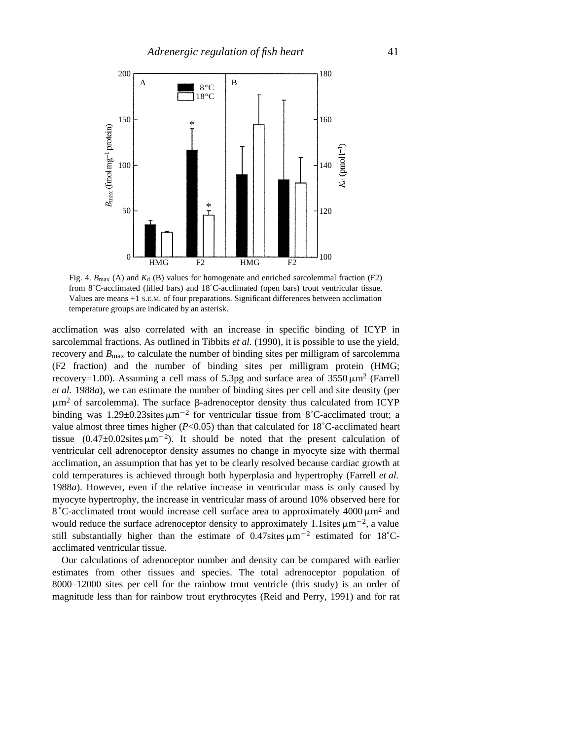Fig. 4. $B_{max}$ (A) and $K_d$ (B) values for homogenate and enriched sarcolemmal fraction (F2) from 8˚C-acclimated (filled bars) and 18˚C-acclimated (open bars) trout ventricular tissue. Values are means +1 S.E.M. of four preparations. Significant differences between acclimation temperature groups are indicated by an asterisk.

acclimation was also correlated with an increase in specific binding of ICYP in sarcolemmal fractions. As outlined in Tibbits *et al.* (1990), it is possible to use the yield, recovery and $B_{max}$ to calculate the number of binding sites per milligram of sarcolemma (F2 fraction) and the number of binding sites per milligram protein (HMG; recovery=1.00). Assuming a cell mass of 5.3pg and surface area of 3550 $\mu m^2$ (Farrell *et al.* 1988*a*), we can estimate the number of binding sites per cell and site density (per $\mu m^2$ of sarcolemma). The surface β-adrenoceptor density thus calculated from ICYP binding was 1.29±0.23 sites $\mu m^{-2}$ for ventricular tissue from 8˚C-acclimated trout; a value almost three times higher ($P$<0.05) than that calculated for 18˚C-acclimated heart tissue (0.47±0.02 sites $\mu m^{-2}$). It should be noted that the present calculation of ventricular cell adrenoceptor density assumes no change in myocyte size with thermal acclimation, an assumption that has yet to be clearly resolved because cardiac growth at cold temperatures is achieved through both hyperplasia and hypertrophy (Farrell *et al.* 1988*a*). However, even if the relative increase in ventricular mass is only caused by myocyte hypertrophy, the increase in ventricular mass of around 10% observed here for 8˚C-acclimated trout would increase cell surface area to approximately 4000 $\mu m^2$ and would reduce the surface adrenoceptor density to approximately 1.1 sites $\mu m^{-2}$, a value still substantially higher than the estimate of 0.47 sites $\mu m^{-2}$ estimated for 18˚C-acclimated ventricular tissue.

Our calculations of adrenoceptor number and density can be compared with earlier estimates from other tissues and species. The total adrenoceptor population of 8000–12000 sites per cell for the rainbow trout ventricle (this study) is an order of magnitude less than for rainbow trout erythrocytes (Reid and Perry, 1991) and for rat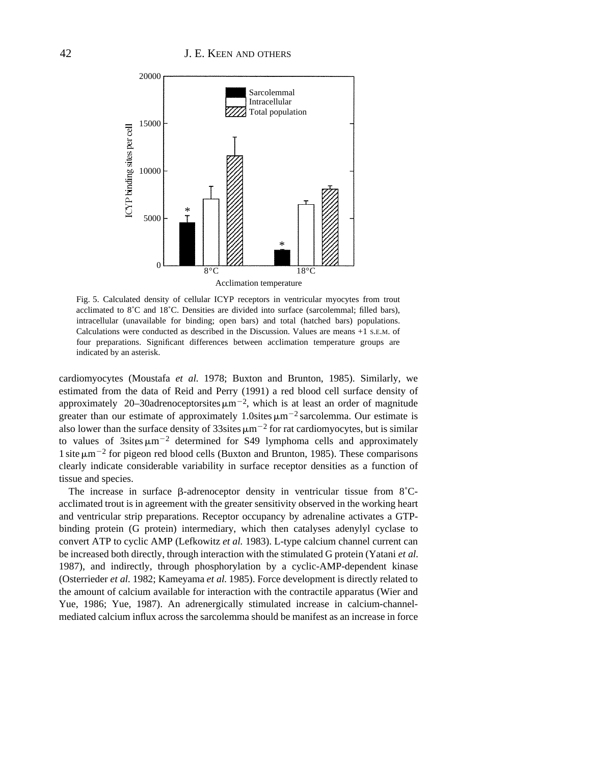Fig. 5. Calculated density of cellular ICYP receptors in ventricular myocytes from trout acclimated to 8˚C and 18˚C. Densities are divided into surface (sarcolemmal; filled bars), intracellular (unavailable for binding; open bars) and total (hatched bars) populations. Calculations were conducted as described in the Discussion. Values are means +1 S.E.M. of four preparations. Significant differences between acclimation temperature groups are indicated by an asterisk.

cardiomyocytes (Moustafa *et al.* 1978; Buxton and Brunton, 1985). Similarly, we estimated from the data of Reid and Perry (1991) a red blood cell surface density of approximately 20–30 adrenoceptor sites $\mu m^{-2}$, which is at least an order of magnitude greater than our estimate of approximately 1.0 sites $\mu m^{-2}$ sarcolemma. Our estimate is also lower than the surface density of 33 sites $\mu m^{-2}$ for rat cardiomyocytes, but is similar to values of 3 sites $\mu m^{-2}$ determined for S49 lymphoma cells and approximately 1 site $\mu m^{-2}$ for pigeon red blood cells (Buxton and Brunton, 1985). These comparisons clearly indicate considerable variability in surface receptor densities as a function of tissue and species.

The increase in surface β-adrenoceptor density in ventricular tissue from 8˚C-acclimated trout is in agreement with the greater sensitivity observed in the working heart and ventricular strip preparations. Receptor occupancy by adrenaline activates a GTP-binding protein (G protein) intermediary, which then catalyses adenylyl cyclase to convert ATP to cyclic AMP (Lefkowitz *et al.* 1983). L-type calcium channel current can be increased both directly, through interaction with the stimulated G protein (Yatani *et al.* 1987), and indirectly, through phosphorylation by a cyclic-AMP-dependent kinase (Osterrieder *et al.* 1982; Kameyama *et al.* 1985). Force development is directly related to the amount of calcium available for interaction with the contractile apparatus (Wier and Yue, 1986; Yue, 1987). An adrenergically stimulated increase in calcium-channel-mediated calcium influx across the sarcolemma should be manifest as an increase in force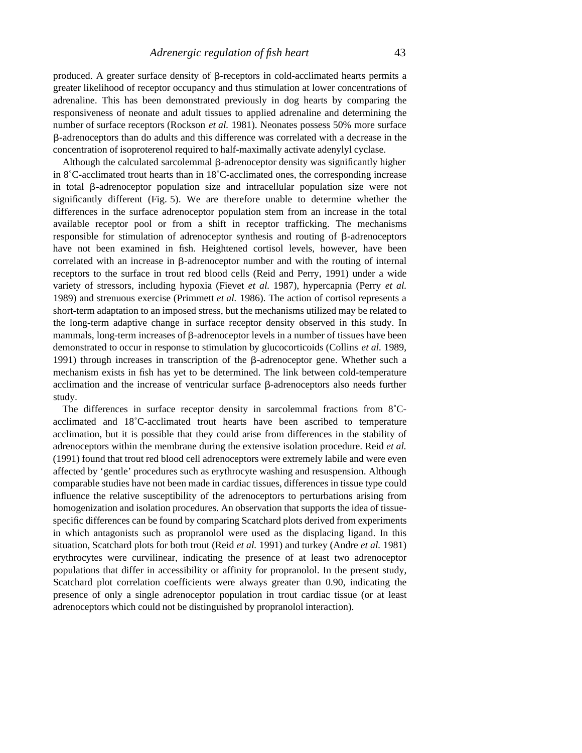produced. A greater surface density of β-receptors in cold-acclimated hearts permits a greater likelihood of receptor occupancy and thus stimulation at lower concentrations of adrenaline. This has been demonstrated previously in dog hearts by comparing the responsiveness of neonate and adult tissues to applied adrenaline and determining the number of surface receptors (Rockson *et al.* 1981). Neonates possess 50% more surface β-adrenoceptors than do adults and this difference was correlated with a decrease in the concentration of isoproterenol required to half-maximally activate adenylyl cyclase.

Although the calculated sarcolemmal β-adrenoceptor density was significantly higher in 8˚C-acclimated trout hearts than in 18˚C-acclimated ones, the corresponding increase in total β-adrenoceptor population size and intracellular population size were not significantly different (Fig. 5). We are therefore unable to determine whether the differences in the surface adrenoceptor population stem from an increase in the total available receptor pool or from a shift in receptor trafficking. The mechanisms responsible for stimulation of adrenoceptor synthesis and routing of β-adrenoceptors have not been examined in fish. Heightened cortisol levels, however, have been correlated with an increase in β-adrenoceptor number and with the routing of internal receptors to the surface in trout red blood cells (Reid and Perry, 1991) under a wide variety of stressors, including hypoxia (Fievet *et al.* 1987), hypercapnia (Perry *et al.* 1989) and strenuous exercise (Primmett *et al.* 1986). The action of cortisol represents a short-term adaptation to an imposed stress, but the mechanisms utilized may be related to the long-term adaptive change in surface receptor density observed in this study. In mammals, long-term increases of β-adrenoceptor levels in a number of tissues have been demonstrated to occur in response to stimulation by glucocorticoids (Collins *et al.* 1989, 1991) through increases in transcription of the β-adrenoceptor gene. Whether such a mechanism exists in fish has yet to be determined. The link between cold-temperature acclimation and the increase of ventricular surface β-adrenoceptors also needs further study.

The differences in surface receptor density in sarcolemmal fractions from 8˚C-acclimated and 18˚C-acclimated trout hearts have been ascribed to temperature acclimation, but it is possible that they could arise from differences in the stability of adrenoceptors within the membrane during the extensive isolation procedure. Reid *et al.* (1991) found that trout red blood cell adrenoceptors were extremely labile and were even affected by 'gentle' procedures such as erythrocyte washing and resuspension. Although comparable studies have not been made in cardiac tissues, differences in tissue type could influence the relative susceptibility of the adrenoceptors to perturbations arising from homogenization and isolation procedures. An observation that supports the idea of tissue-specific differences can be found by comparing Scatchard plots derived from experiments in which antagonists such as propranolol were used as the displacing ligand. In this situation, Scatchard plots for both trout (Reid *et al.* 1991) and turkey (Andre *et al.* 1981) erythrocytes were curvilinear, indicating the presence of at least two adrenoceptor populations that differ in accessibility or affinity for propranolol. In the present study, Scatchard plot correlation coefficients were always greater than 0.90, indicating the presence of only a single adrenoceptor population in trout cardiac tissue (or at least adrenoceptors which could not be distinguished by propranolol interaction).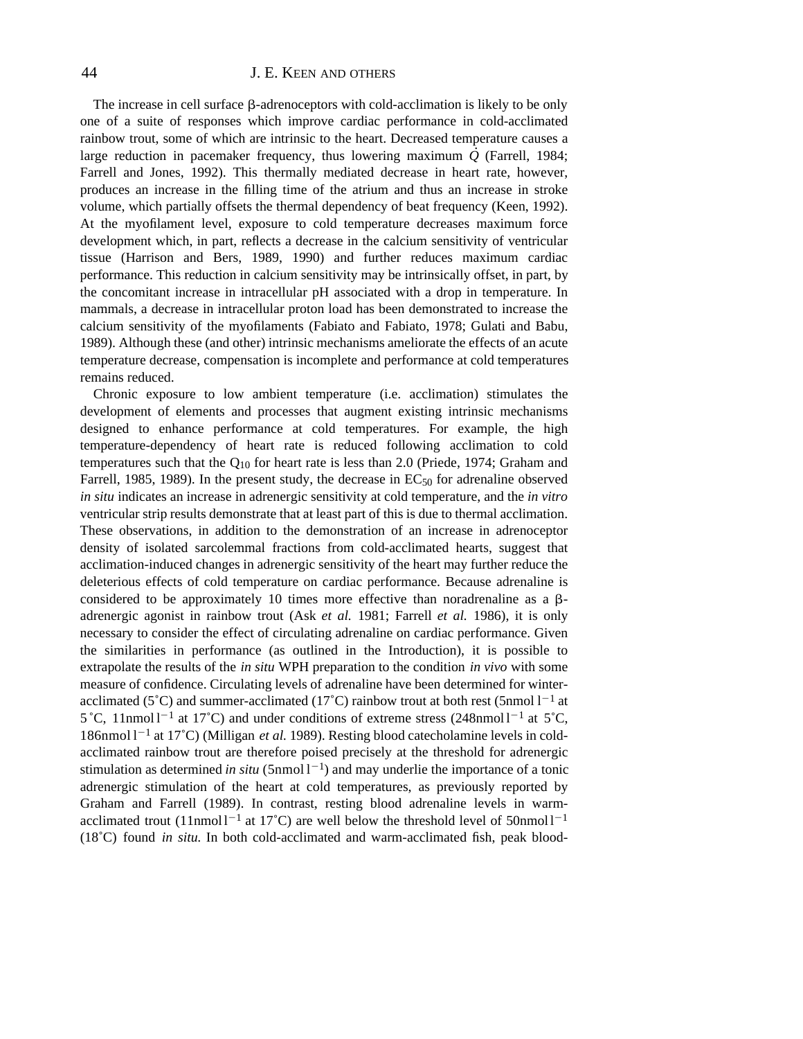The increase in cell surface β-adrenoceptors with cold-acclimation is likely to be only one of a suite of responses which improve cardiac performance in cold-acclimated rainbow trout, some of which are intrinsic to the heart. Decreased temperature causes a large reduction in pacemaker frequency, thus lowering maximum $\dot{Q}$ (Farrell, 1984; Farrell and Jones, 1992). This thermally mediated decrease in heart rate, however, produces an increase in the filling time of the atrium and thus an increase in stroke volume, which partially offsets the thermal dependency of beat frequency (Keen, 1992). At the myofilament level, exposure to cold temperature decreases maximum force development which, in part, reflects a decrease in the calcium sensitivity of ventricular tissue (Harrison and Bers, 1989, 1990) and further reduces maximum cardiac performance. This reduction in calcium sensitivity may be intrinsically offset, in part, by the concomitant increase in intracellular pH associated with a drop in temperature. In mammals, a decrease in intracellular proton load has been demonstrated to increase the calcium sensitivity of the myofilaments (Fabiato and Fabiato, 1978; Gulati and Babu, 1989). Although these (and other) intrinsic mechanisms ameliorate the effects of an acute temperature decrease, compensation is incomplete and performance at cold temperatures remains reduced.

Chronic exposure to low ambient temperature (i.e. acclimation) stimulates the development of elements and processes that augment existing intrinsic mechanisms designed to enhance performance at cold temperatures. For example, the high temperature-dependency of heart rate is reduced following acclimation to cold temperatures such that the $Q_{10}$ for heart rate is less than 2.0 (Priede, 1974; Graham and Farrell, 1985, 1989). In the present study, the decrease in $EC_{50}$ for adrenaline observed *in situ* indicates an increase in adrenergic sensitivity at cold temperature, and the *in vitro* ventricular strip results demonstrate that at least part of this is due to thermal acclimation. These observations, in addition to the demonstration of an increase in adrenoceptor density of isolated sarcolemmal fractions from cold-acclimated hearts, suggest that acclimation-induced changes in adrenergic sensitivity of the heart may further reduce the deleterious effects of cold temperature on cardiac performance. Because adrenaline is considered to be approximately 10 times more effective than noradrenaline as a β-adrenergic agonist in rainbow trout (Ask *et al.* 1981; Farrell *et al.* 1986), it is only necessary to consider the effect of circulating adrenaline on cardiac performance. Given the similarities in performance (as outlined in the Introduction), it is possible to extrapolate the results of the *in situ* WPH preparation to the condition *in vivo* with some measure of confidence. Circulating levels of adrenaline have been determined for winter-acclimated (5˚C) and summer-acclimated (17˚C) rainbow trout at both rest (5nmol $l^{-1}$ at 5˚C, 11nmol $l^{-1}$ at 17˚C) and under conditions of extreme stress (248nmol $l^{-1}$ at 5˚C, 186nmol $l^{-1}$ at 17˚C) (Milligan *et al.* 1989). Resting blood catecholamine levels in cold-acclimated rainbow trout are therefore poised precisely at the threshold for adrenergic stimulation as determined *in situ* (5nmol $l^{-1}$) and may underlie the importance of a tonic adrenergic stimulation of the heart at cold temperatures, as previously reported by Graham and Farrell (1989). In contrast, resting blood adrenaline levels in warm-acclimated trout (11nmol $l^{-1}$ at 17˚C) are well below the threshold level of 50nmol $l^{-1}$ (18˚C) found *in situ.* In both cold-acclimated and warm-acclimated fish, peak blood-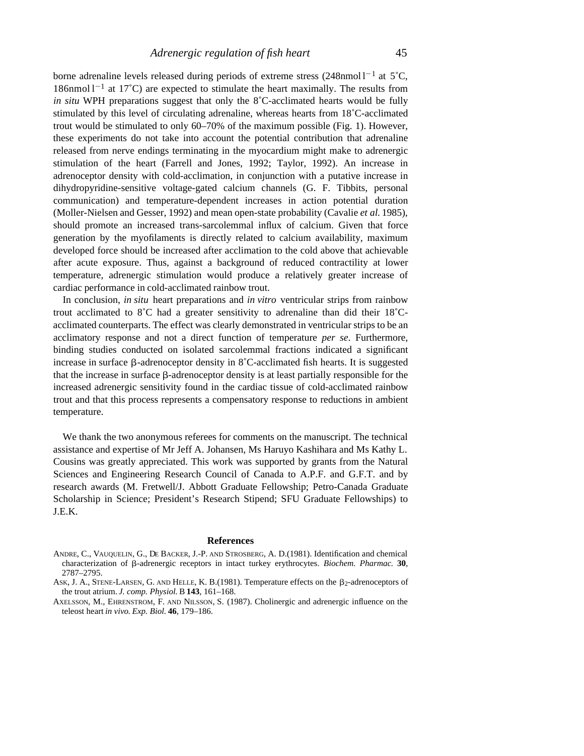borne adrenaline levels released during periods of extreme stress (248nmol $l^{-1}$ at 5˚C, 186nmol $l^{-1}$ at 17˚C) are expected to stimulate the heart maximally. The results from *in situ* WPH preparations suggest that only the 8˚C-acclimated hearts would be fully stimulated by this level of circulating adrenaline, whereas hearts from 18˚C-acclimated trout would be stimulated to only 60–70% of the maximum possible (Fig. 1). However, these experiments do not take into account the potential contribution that adrenaline released from nerve endings terminating in the myocardium might make to adrenergic stimulation of the heart (Farrell and Jones, 1992; Taylor, 1992). An increase in adrenoceptor density with cold-acclimation, in conjunction with a putative increase in dihydropyridine-sensitive voltage-gated calcium channels (G. F. Tibbits, personal communication) and temperature-dependent increases in action potential duration (Moller-Nielsen and Gesser, 1992) and mean open-state probability (Cavalie *et al.* 1985), should promote an increased trans-sarcolemmal influx of calcium. Given that force generation by the myofilaments is directly related to calcium availability, maximum developed force should be increased after acclimation to the cold above that achievable after acute exposure. Thus, against a background of reduced contractility at lower temperature, adrenergic stimulation would produce a relatively greater increase of cardiac performance in cold-acclimated rainbow trout.

In conclusion, *in situ* heart preparations and *in vitro* ventricular strips from rainbow trout acclimated to 8˚C had a greater sensitivity to adrenaline than did their 18˚C-acclimated counterparts. The effect was clearly demonstrated in ventricular strips to be an acclimatory response and not a direct function of temperature *per se*. Furthermore, binding studies conducted on isolated sarcolemmal fractions indicated a significant increase in surface β-adrenoceptor density in 8˚C-acclimated fish hearts. It is suggested that the increase in surface β-adrenoceptor density is at least partially responsible for the increased adrenergic sensitivity found in the cardiac tissue of cold-acclimated rainbow trout and that this process represents a compensatory response to reductions in ambient temperature.

We thank the two anonymous referees for comments on the manuscript. The technical assistance and expertise of Mr Jeff A. Johansen, Ms Haruyo Kashihara and Ms Kathy L. Cousins was greatly appreciated. This work was supported by grants from the Natural Sciences and Engineering Research Council of Canada to A.P.F. and G.F.T. and by research awards (M. Fretwell/J. Abbott Graduate Fellowship; Petro-Canada Graduate Scholarship in Science; President's Research Stipend; SFU Graduate Fellowships) to J.E.K.

## References

ANDRE, C., VAUQUELIN, G., DE BACKER, J.-P. AND STROSBERG, A. D.(1981). Identification and chemical characterization of β-adrenergic receptors in intact turkey erythrocytes. *Biochem. Pharmac.* **30**, 2787–2795.

ASK, J. A., STENE-LARSEN, G. AND HELLE, K. B.(1981). Temperature effects on the $\beta_2$-adrenoceptors of the trout atrium. *J. comp. Physiol.* B **143**, 161–168.

AXELSSON, M., EHRENSTROM, F. AND NILSSON, S. (1987). Cholinergic and adrenergic influence on the teleost heart *in vivo. Exp. Biol.* **46**, 179–186.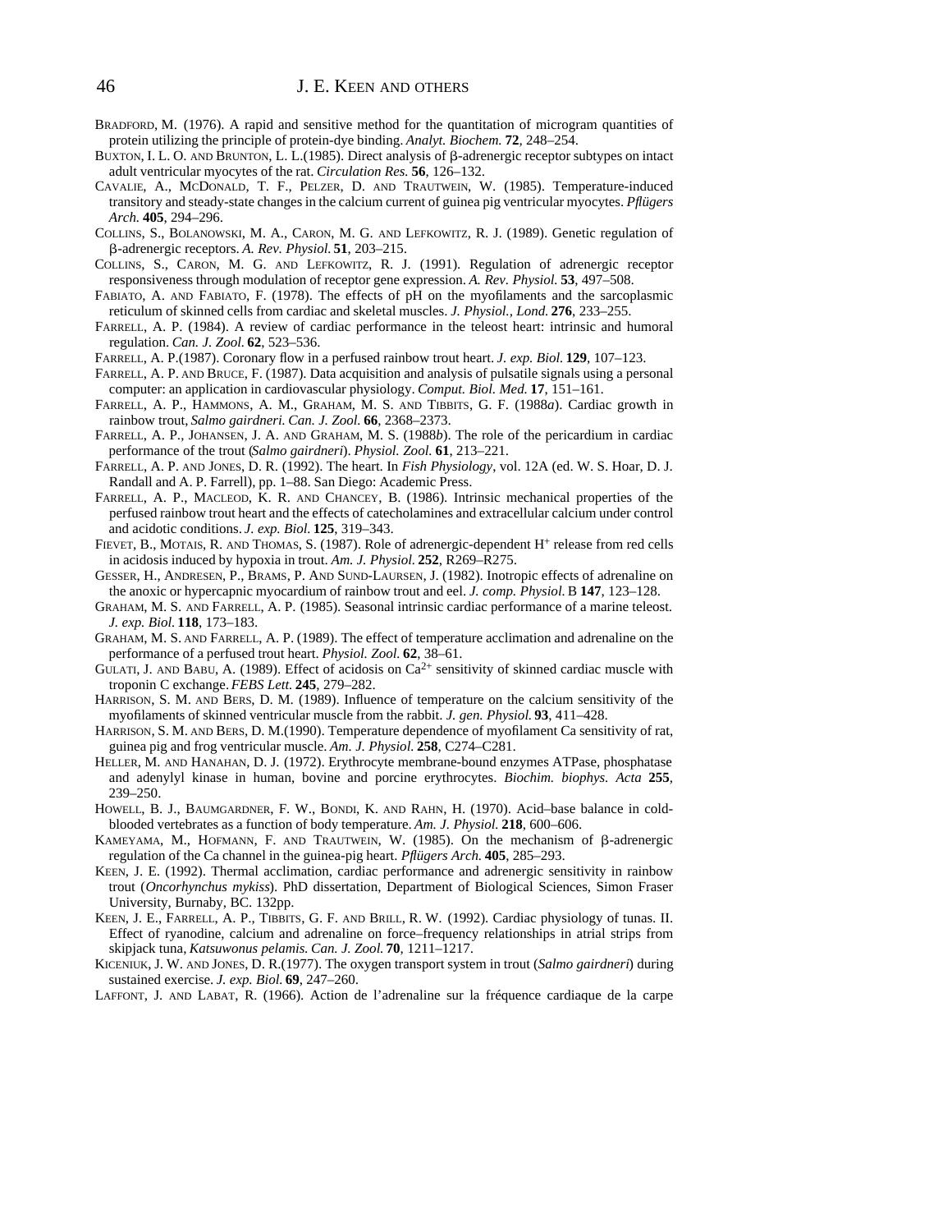BRADFORD, M. (1976). A rapid and sensitive method for the quantitation of microgram quantities of protein utilizing the principle of protein-dye binding. *Analyt. Biochem.* **72**, 248–254.

BUXTON, I. L. O. AND BRUNTON, L. L.(1985). Direct analysis of β-adrenergic receptor subtypes on intact adult ventricular myocytes of the rat. *Circulation Res.* **56**, 126–132.

CAVALIE, A., MCDONALD, T. F., PELZER, D. AND TRAUTWEIN, W. (1985). Temperature-induced transitory and steady-state changes in the calcium current of guinea pig ventricular myocytes. *Pflügers Arch.* **405**, 294–296.

COLLINS, S., BOLANOWSKI, M. A., CARON, M. G. AND LEFKOWITZ, R. J. (1989). Genetic regulation of β-adrenergic receptors. *A. Rev. Physiol.* **51**, 203–215.

COLLINS, S., CARON, M. G. AND LEFKOWITZ, R. J. (1991). Regulation of adrenergic receptor responsiveness through modulation of receptor gene expression. *A. Rev. Physiol.* **53**, 497–508.

FABIATO, A. AND FABIATO, F. (1978). The effects of pH on the myofilaments and the sarcoplasmic reticulum of skinned cells from cardiac and skeletal muscles. *J. Physiol., Lond.* **276**, 233–255.

FARRELL, A. P. (1984). A review of cardiac performance in the teleost heart: intrinsic and humoral regulation. *Can. J. Zool.* **62**, 523–536.

FARRELL, A. P.(1987). Coronary flow in a perfused rainbow trout heart. *J. exp. Biol.* **129**, 107–123.

FARRELL, A. P. AND BRUCE, F. (1987). Data acquisition and analysis of pulsatile signals using a personal computer: an application in cardiovascular physiology. *Comput. Biol. Med.* **17**, 151–161.

FARRELL, A. P., HAMMONS, A. M., GRAHAM, M. S. AND TIBBITS, G. F. (1988*a*). Cardiac growth in rainbow trout, *Salmo gairdneri. Can. J. Zool.* **66**, 2368–2373.

FARRELL, A. P., JOHANSEN, J. A. AND GRAHAM, M. S. (1988*b*). The role of the pericardium in cardiac performance of the trout (*Salmo gairdneri*). *Physiol. Zool.* **61**, 213–221.

FARRELL, A. P. AND JONES, D. R. (1992). The heart. In *Fish Physiology*, vol. 12A (ed. W. S. Hoar, D. J. Randall and A. P. Farrell), pp. 1–88. San Diego: Academic Press.

FARRELL, A. P., MACLEOD, K. R. AND CHANCEY, B. (1986). Intrinsic mechanical properties of the perfused rainbow trout heart and the effects of catecholamines and extracellular calcium under control and acidotic conditions. *J. exp. Biol.* **125**, 319–343.

FIEVET, B., MOTAIS, R. AND THOMAS, S. (1987). Role of adrenergic-dependent $H^+$ release from red cells in acidosis induced by hypoxia in trout. *Am. J. Physiol.* **252**, R269–R275.

GESSER, H., ANDRESEN, P., BRAMS, P. AND SUND-LAURSEN, J. (1982). Inotropic effects of adrenaline on the anoxic or hypercapnic myocardium of rainbow trout and eel. *J. comp. Physiol.* B **147**, 123–128.

GRAHAM, M. S. AND FARRELL, A. P. (1985). Seasonal intrinsic cardiac performance of a marine teleost. *J. exp. Biol.* **118**, 173–183.

GRAHAM, M. S. AND FARRELL, A. P. (1989). The effect of temperature acclimation and adrenaline on the performance of a perfused trout heart. *Physiol. Zool.* **62**, 38–61.

GULATI, J. AND BABU, A. (1989). Effect of acidosis on $Ca^{2+}$ sensitivity of skinned cardiac muscle with troponin C exchange. *FEBS Lett.* **245**, 279–282.

HARRISON, S. M. AND BERS, D. M. (1989). Influence of temperature on the calcium sensitivity of the myofilaments of skinned ventricular muscle from the rabbit. *J. gen. Physiol.* **93**, 411–428.

HARRISON, S. M. AND BERS, D. M.(1990). Temperature dependence of myofilament Ca sensitivity of rat, guinea pig and frog ventricular muscle. *Am. J. Physiol.* **258**, C274–C281.

HELLER, M. AND HANAHAN, D. J. (1972). Erythrocyte membrane-bound enzymes ATPase, phosphatase and adenylyl kinase in human, bovine and porcine erythrocytes. *Biochim. biophys. Acta* **255**, 239–250.

HOWELL, B. J., BAUMGARDNER, F. W., BONDI, K. AND RAHN, H. (1970). Acid–base balance in cold-blooded vertebrates as a function of body temperature. *Am. J. Physiol.* **218**, 600–606.

KAMEYAMA, M., HOFMANN, F. AND TRAUTWEIN, W. (1985). On the mechanism of β-adrenergic regulation of the Ca channel in the guinea-pig heart. *Pflügers Arch.* **405**, 285–293.

KEEN, J. E. (1992). Thermal acclimation, cardiac performance and adrenergic sensitivity in rainbow trout (*Oncorhynchus mykiss*). PhD dissertation, Department of Biological Sciences, Simon Fraser University, Burnaby, BC. 132pp.

KEEN, J. E., FARRELL, A. P., TIBBITS, G. F. AND BRILL, R. W. (1992). Cardiac physiology of tunas. II. Effect of ryanodine, calcium and adrenaline on force–frequency relationships in atrial strips from skipjack tuna, *Katsuwonus pelamis. Can. J. Zool.* **70**, 1211–1217.

KICENIUK, J. W. AND JONES, D. R.(1977). The oxygen transport system in trout (*Salmo gairdneri*) during sustained exercise. *J. exp. Biol.* **69**, 247–260.

LAFFONT, J. AND LABAT, R. (1966). Action de l'adrenaline sur la fréquence cardiaque de la carpe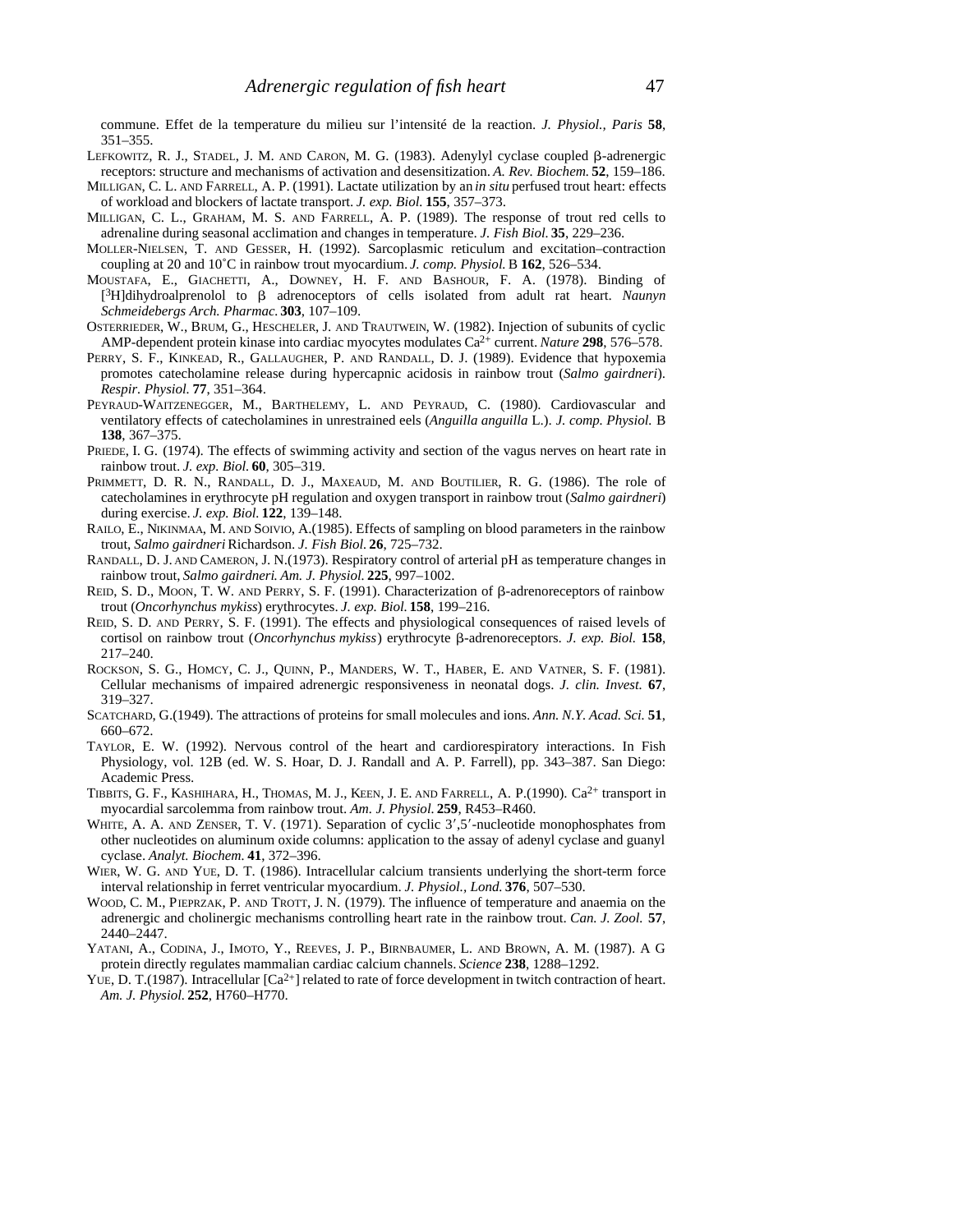commune. Effet de la temperature du milieu sur l'intensité de la reaction. *J. Physiol., Paris* **58**, 351–355.

LEFKOWITZ, R. J., STADEL, J. M. AND CARON, M. G. (1983). Adenylyl cyclase coupled β-adrenergic receptors: structure and mechanisms of activation and desensitization. *A. Rev. Biochem.* **52**, 159–186.

MILLIGAN, C. L. AND FARRELL, A. P. (1991). Lactate utilization by an *in situ* perfused trout heart: effects of workload and blockers of lactate transport. *J. exp. Biol.* **155**, 357–373.

MILLIGAN, C. L., GRAHAM, M. S. AND FARRELL, A. P. (1989). The response of trout red cells to adrenaline during seasonal acclimation and changes in temperature. *J. Fish Biol.* **35**, 229–236.

MOLLER-NIELSEN, T. AND GESSER, H. (1992). Sarcoplasmic reticulum and excitation–contraction coupling at 20 and 10˚C in rainbow trout myocardium. *J. comp. Physiol.* B **162**, 526–534.

MOUSTAFA, E., GIACHETTI, A., DOWNEY, H. F. AND BASHOUR, F. A. (1978). Binding of [$^{3}$H]dihydroalprenolol to β adrenoceptors of cells isolated from adult rat heart. *Naunyn Schmeidebergs Arch. Pharmac.* **303**, 107–109.

OSTERRIEDER, W., BRUM, G., HESCHELER, J. AND TRAUTWEIN, W. (1982). Injection of subunits of cyclic AMP-dependent protein kinase into cardiac myocytes modulates $Ca^{2+}$ current. *Nature* **298**, 576–578.

PERRY, S. F., KINKEAD, R., GALLAUGHER, P. AND RANDALL, D. J. (1989). Evidence that hypoxemia promotes catecholamine release during hypercapnic acidosis in rainbow trout (*Salmo gairdneri*). *Respir. Physiol.* **77**, 351–364.

PEYRAUD-WAITZENEGGER, M., BARTHELEMY, L. AND PEYRAUD, C. (1980). Cardiovascular and ventilatory effects of catecholamines in unrestrained eels (*Anguilla anguilla* L.). *J. comp. Physiol.* B **138**, 367–375.

PRIEDE, I. G. (1974). The effects of swimming activity and section of the vagus nerves on heart rate in rainbow trout. *J. exp. Biol.* **60**, 305–319.

PRIMMETT, D. R. N., RANDALL, D. J., MAXEAUD, M. AND BOUTILIER, R. G. (1986). The role of catecholamines in erythrocyte pH regulation and oxygen transport in rainbow trout (*Salmo gairdneri*) during exercise. *J. exp. Biol.* **122**, 139–148.

RAILO, E., NIKINMAA, M. AND SOIVIO, A.(1985). Effects of sampling on blood parameters in the rainbow trout, *Salmo gairdneri* Richardson. *J. Fish Biol.* **26**, 725–732.

RANDALL, D. J. AND CAMERON, J. N.(1973). Respiratory control of arterial pH as temperature changes in rainbow trout, *Salmo gairdneri. Am. J. Physiol.* **225**, 997–1002.

REID, S. D., MOON, T. W. AND PERRY, S. F. (1991). Characterization of β-adrenoreceptors of rainbow trout (*Oncorhynchus mykiss*) erythrocytes. *J. exp. Biol.* **158**, 199–216.

REID, S. D. AND PERRY, S. F. (1991). The effects and physiological consequences of raised levels of cortisol on rainbow trout (*Oncorhynchus mykiss*) erythrocyte β-adrenoreceptors. *J. exp. Biol.* **158**, 217–240.

ROCKSON, S. G., HOMCY, C. J., QUINN, P., MANDERS, W. T., HABER, E. AND VATNER, S. F. (1981). Cellular mechanisms of impaired adrenergic responsiveness in neonatal dogs. *J. clin. Invest.* **67**, 319–327.

SCATCHARD, G.(1949). The attractions of proteins for small molecules and ions. *Ann. N.Y. Acad. Sci.* **51**, 660–672.

TAYLOR, E. W. (1992). Nervous control of the heart and cardiorespiratory interactions. In Fish Physiology, vol. 12B (ed. W. S. Hoar, D. J. Randall and A. P. Farrell), pp. 343–387. San Diego: Academic Press.

TIBBITS, G. F., KASHIHARA, H., THOMAS, M. J., KEEN, J. E. AND FARRELL, A. P.(1990). $Ca^{2+}$ transport in myocardial sarcolemma from rainbow trout. *Am. J. Physiol.* **259**, R453–R460.

WHITE, A. A. AND ZENSER, T. V. (1971). Separation of cyclic 3′,5′-nucleotide monophosphates from other nucleotides on aluminum oxide columns: application to the assay of adenyl cyclase and guanyl cyclase. *Analyt. Biochem.* **41**, 372–396.

WIER, W. G. AND YUE, D. T. (1986). Intracellular calcium transients underlying the short-term force interval relationship in ferret ventricular myocardium. *J. Physiol., Lond.* **376**, 507–530.

WOOD, C. M., PIEPRZAK, P. AND TROTT, J. N. (1979). The influence of temperature and anaemia on the adrenergic and cholinergic mechanisms controlling heart rate in the rainbow trout. *Can. J. Zool.* **57**, 2440–2447.

YATANI, A., CODINA, J., IMOTO, Y., REEVES, J. P., BIRNBAUMER, L. AND BROWN, A. M. (1987). A G protein directly regulates mammalian cardiac calcium channels. *Science* **238**, 1288–1292.

YUE, D. T.(1987). Intracellular [$Ca^{2+}$] related to rate of force development in twitch contraction of heart. *Am. J. Physiol.* **252**, H760–H770.